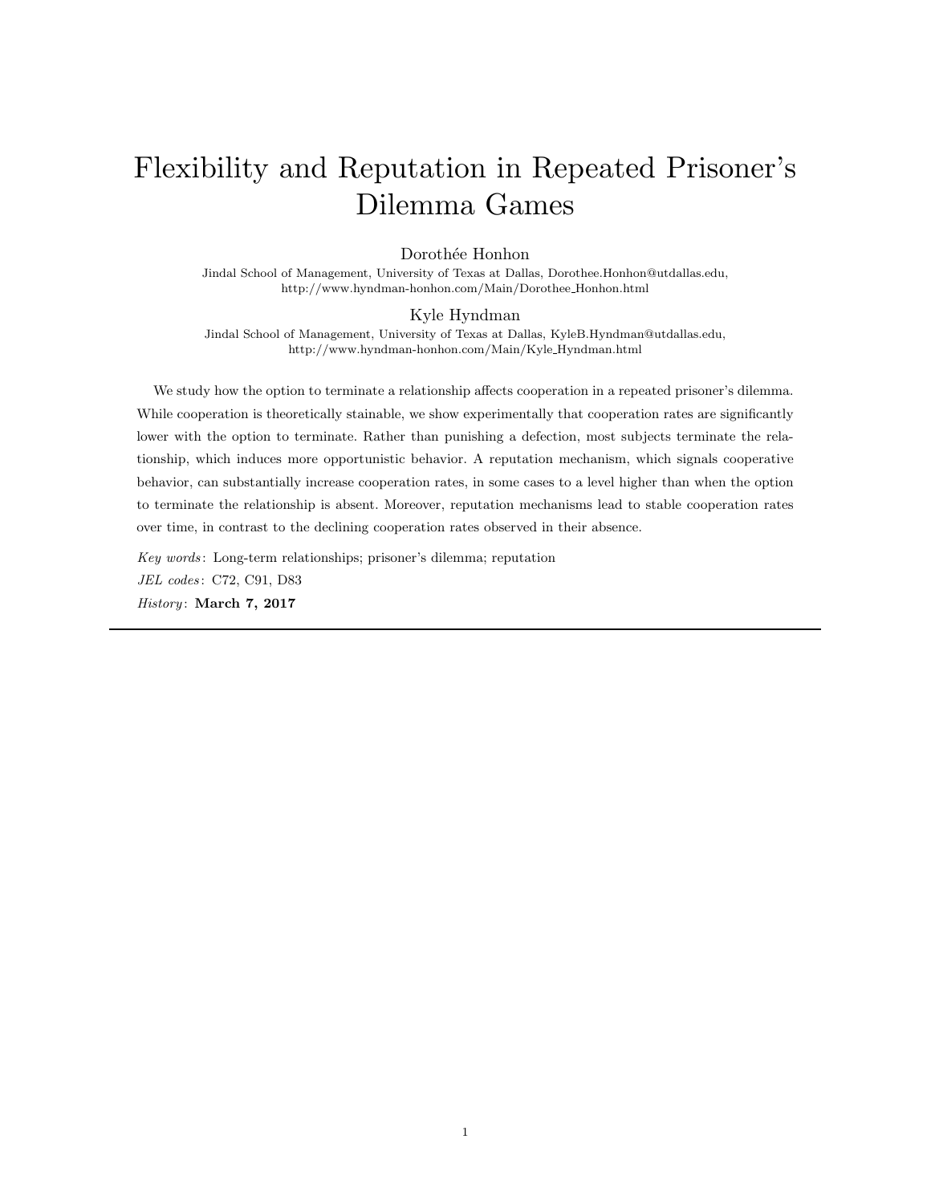# Flexibility and Reputation in Repeated Prisoner's Dilemma Games

Dorothée Honhon

Jindal School of Management, University of Texas at Dallas, Dorothee.Honhon@utdallas.edu, http://www.hyndman-honhon.com/Main/Dorothee_Honhon.html

Kyle Hyndman

Jindal School of Management, University of Texas at Dallas, KyleB.Hyndman@utdallas.edu, http://www.hyndman-honhon.com/Main/Kyle_Hyndman.html

We study how the option to terminate a relationship affects cooperation in a repeated prisoner's dilemma. While cooperation is theoretically stainable, we show experimentally that cooperation rates are significantly lower with the option to terminate. Rather than punishing a defection, most subjects terminate the relationship, which induces more opportunistic behavior. A reputation mechanism, which signals cooperative behavior, can substantially increase cooperation rates, in some cases to a level higher than when the option to terminate the relationship is absent. Moreover, reputation mechanisms lead to stable cooperation rates over time, in contrast to the declining cooperation rates observed in their absence.

*Key words*: Long-term relationships; prisoner's dilemma; reputation

*JEL codes*: C72, C91, D83

*History*: **March 7, 2017**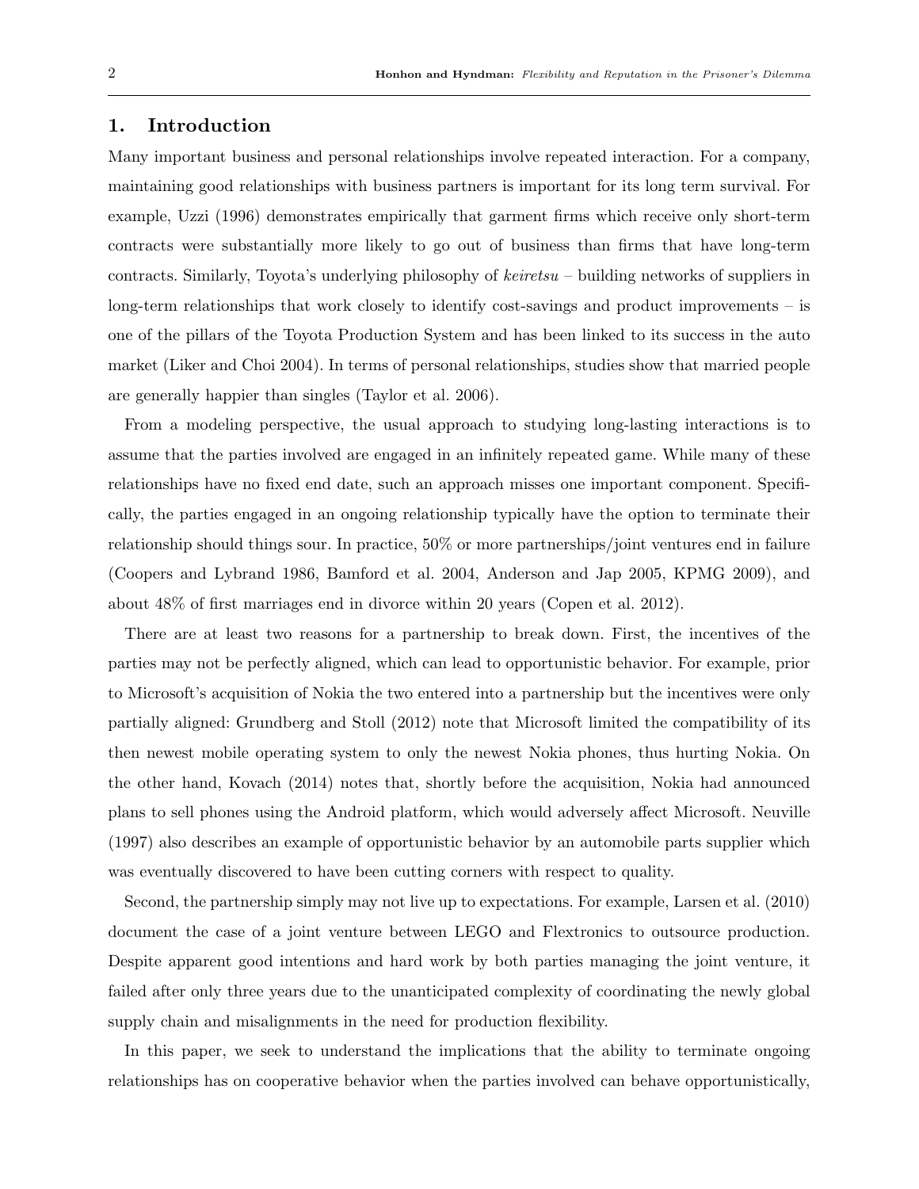## 1. Introduction

Many important business and personal relationships involve repeated interaction. For a company, maintaining good relationships with business partners is important for its long term survival. For example, Uzzi (1996) demonstrates empirically that garment firms which receive only short-term contracts were substantially more likely to go out of business than firms that have long-term contracts. Similarly, Toyota's underlying philosophy of *keiretsu* – building networks of suppliers in long-term relationships that work closely to identify cost-savings and product improvements – is one of the pillars of the Toyota Production System and has been linked to its success in the auto market (Liker and Choi 2004). In terms of personal relationships, studies show that married people are generally happier than singles (Taylor et al. 2006).

From a modeling perspective, the usual approach to studying long-lasting interactions is to assume that the parties involved are engaged in an infinitely repeated game. While many of these relationships have no fixed end date, such an approach misses one important component. Specifically, the parties engaged in an ongoing relationship typically have the option to terminate their relationship should things sour. In practice, 50% or more partnerships/joint ventures end in failure (Coopers and Lybrand 1986, Bamford et al. 2004, Anderson and Jap 2005, KPMG 2009), and about 48% of first marriages end in divorce within 20 years (Copen et al. 2012).

There are at least two reasons for a partnership to break down. First, the incentives of the parties may not be perfectly aligned, which can lead to opportunistic behavior. For example, prior to Microsoft's acquisition of Nokia the two entered into a partnership but the incentives were only partially aligned: Grundberg and Stoll (2012) note that Microsoft limited the compatibility of its then newest mobile operating system to only the newest Nokia phones, thus hurting Nokia. On the other hand, Kovach (2014) notes that, shortly before the acquisition, Nokia had announced plans to sell phones using the Android platform, which would adversely affect Microsoft. Neuville (1997) also describes an example of opportunistic behavior by an automobile parts supplier which was eventually discovered to have been cutting corners with respect to quality.

Second, the partnership simply may not live up to expectations. For example, Larsen et al. (2010) document the case of a joint venture between LEGO and Flextronics to outsource production. Despite apparent good intentions and hard work by both parties managing the joint venture, it failed after only three years due to the unanticipated complexity of coordinating the newly global supply chain and misalignments in the need for production flexibility.

In this paper, we seek to understand the implications that the ability to terminate ongoing relationships has on cooperative behavior when the parties involved can behave opportunistically,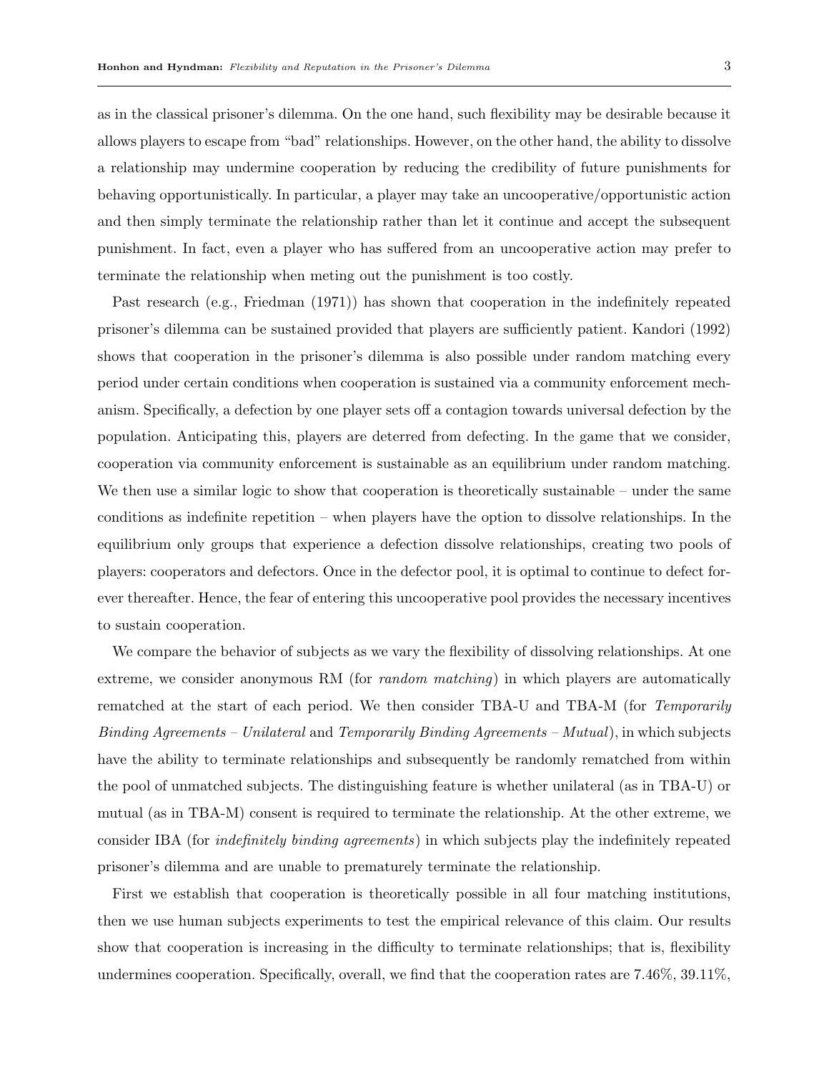as in the classical prisoner's dilemma. On the one hand, such flexibility may be desirable because it allows players to escape from "bad" relationships. However, on the other hand, the ability to dissolve a relationship may undermine cooperation by reducing the credibility of future punishments for behaving opportunistically. In particular, a player may take an uncooperative/opportunistic action and then simply terminate the relationship rather than let it continue and accept the subsequent punishment. In fact, even a player who has suffered from an uncooperative action may prefer to terminate the relationship when meting out the punishment is too costly.

Past research (e.g., Friedman (1971)) has shown that cooperation in the indefinitely repeated prisoner's dilemma can be sustained provided that players are sufficiently patient. Kandori (1992) shows that cooperation in the prisoner's dilemma is also possible under random matching every period under certain conditions when cooperation is sustained via a community enforcement mechanism. Specifically, a defection by one player sets off a contagion towards universal defection by the population. Anticipating this, players are deterred from defecting. In the game that we consider, cooperation via community enforcement is sustainable as an equilibrium under random matching. We then use a similar logic to show that cooperation is theoretically sustainable – under the same conditions as indefinite repetition – when players have the option to dissolve relationships. In the equilibrium only groups that experience a defection dissolve relationships, creating two pools of players: cooperators and defectors. Once in the defector pool, it is optimal to continue to defect forever thereafter. Hence, the fear of entering this uncooperative pool provides the necessary incentives to sustain cooperation.

We compare the behavior of subjects as we vary the flexibility of dissolving relationships. At one extreme, we consider anonymous RM (for *random matching*) in which players are automatically rematched at the start of each period. We then consider TBA-U and TBA-M (for *Temporarily Binding Agreements – Unilateral* and *Temporarily Binding Agreements – Mutual*), in which subjects have the ability to terminate relationships and subsequently be randomly rematched from within the pool of unmatched subjects. The distinguishing feature is whether unilateral (as in TBA-U) or mutual (as in TBA-M) consent is required to terminate the relationship. At the other extreme, we consider IBA (for *indefinitely binding agreements*) in which subjects play the indefinitely repeated prisoner's dilemma and are unable to prematurely terminate the relationship.

First we establish that cooperation is theoretically possible in all four matching institutions, then we use human subjects experiments to test the empirical relevance of this claim. Our results show that cooperation is increasing in the difficulty to terminate relationships; that is, flexibility undermines cooperation. Specifically, overall, we find that the cooperation rates are 7.46%, 39.11%,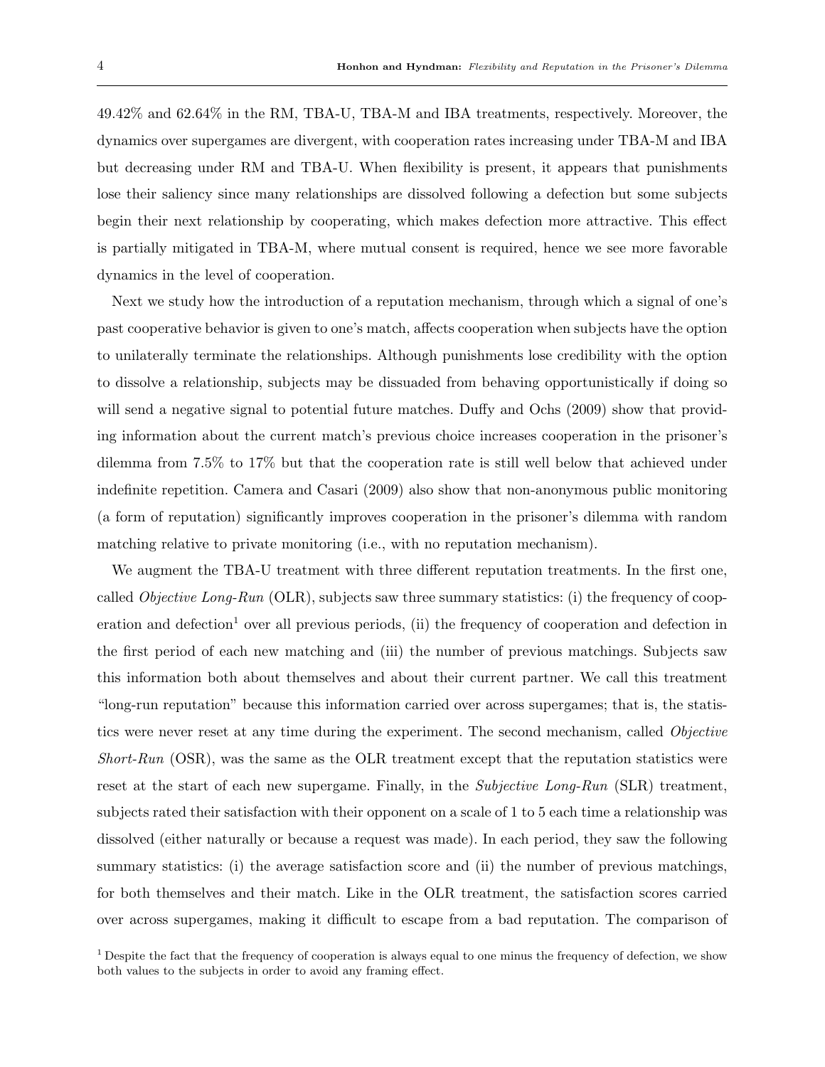49.42% and 62.64% in the RM, TBA-U, TBA-M and IBA treatments, respectively. Moreover, the dynamics over supergames are divergent, with cooperation rates increasing under TBA-M and IBA but decreasing under RM and TBA-U. When flexibility is present, it appears that punishments lose their saliency since many relationships are dissolved following a defection but some subjects begin their next relationship by cooperating, which makes defection more attractive. This effect is partially mitigated in TBA-M, where mutual consent is required, hence we see more favorable dynamics in the level of cooperation.

Next we study how the introduction of a reputation mechanism, through which a signal of one's past cooperative behavior is given to one's match, affects cooperation when subjects have the option to unilaterally terminate the relationships. Although punishments lose credibility with the option to dissolve a relationship, subjects may be dissuaded from behaving opportunistically if doing so will send a negative signal to potential future matches. Duffy and Ochs (2009) show that providing information about the current match's previous choice increases cooperation in the prisoner's dilemma from 7.5% to 17% but that the cooperation rate is still well below that achieved under indefinite repetition. Camera and Casari (2009) also show that non-anonymous public monitoring (a form of reputation) significantly improves cooperation in the prisoner's dilemma with random matching relative to private monitoring (i.e., with no reputation mechanism).

We augment the TBA-U treatment with three different reputation treatments. In the first one, called *Objective Long-Run* (OLR), subjects saw three summary statistics: (i) the frequency of cooperation and defection[1] over all previous periods, (ii) the frequency of cooperation and defection in the first period of each new matching and (iii) the number of previous matchings. Subjects saw this information both about themselves and about their current partner. We call this treatment "long-run reputation" because this information carried over across supergames; that is, the statistics were never reset at any time during the experiment. The second mechanism, called *Objective Short-Run* (OSR), was the same as the OLR treatment except that the reputation statistics were reset at the start of each new supergame. Finally, in the *Subjective Long-Run* (SLR) treatment, subjects rated their satisfaction with their opponent on a scale of 1 to 5 each time a relationship was dissolved (either naturally or because a request was made). In each period, they saw the following summary statistics: (i) the average satisfaction score and (ii) the number of previous matchings, for both themselves and their match. Like in the OLR treatment, the satisfaction scores carried over across supergames, making it difficult to escape from a bad reputation. The comparison of

[1] Despite the fact that the frequency of cooperation is always equal to one minus the frequency of defection, we show both values to the subjects in order to avoid any framing effect.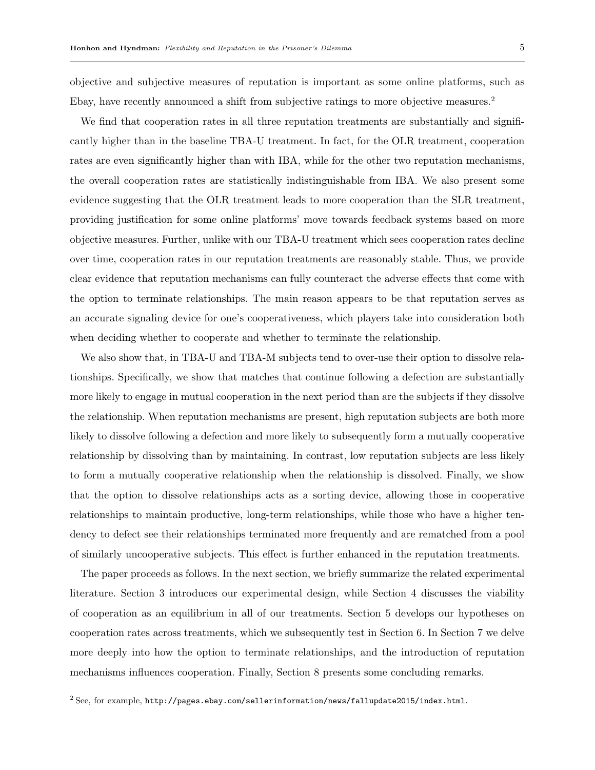objective and subjective measures of reputation is important as some online platforms, such as Ebay, have recently announced a shift from subjective ratings to more objective measures.[2]

We find that cooperation rates in all three reputation treatments are substantially and significantly higher than in the baseline TBA-U treatment. In fact, for the OLR treatment, cooperation rates are even significantly higher than with IBA, while for the other two reputation mechanisms, the overall cooperation rates are statistically indistinguishable from IBA. We also present some evidence suggesting that the OLR treatment leads to more cooperation than the SLR treatment, providing justification for some online platforms' move towards feedback systems based on more objective measures. Further, unlike with our TBA-U treatment which sees cooperation rates decline over time, cooperation rates in our reputation treatments are reasonably stable. Thus, we provide clear evidence that reputation mechanisms can fully counteract the adverse effects that come with the option to terminate relationships. The main reason appears to be that reputation serves as an accurate signaling device for one's cooperativeness, which players take into consideration both when deciding whether to cooperate and whether to terminate the relationship.

We also show that, in TBA-U and TBA-M subjects tend to over-use their option to dissolve relationships. Specifically, we show that matches that continue following a defection are substantially more likely to engage in mutual cooperation in the next period than are the subjects if they dissolve the relationship. When reputation mechanisms are present, high reputation subjects are both more likely to dissolve following a defection and more likely to subsequently form a mutually cooperative relationship by dissolving than by maintaining. In contrast, low reputation subjects are less likely to form a mutually cooperative relationship when the relationship is dissolved. Finally, we show that the option to dissolve relationships acts as a sorting device, allowing those in cooperative relationships to maintain productive, long-term relationships, while those who have a higher tendency to defect see their relationships terminated more frequently and are rematched from a pool of similarly uncooperative subjects. This effect is further enhanced in the reputation treatments.

The paper proceeds as follows. In the next section, we briefly summarize the related experimental literature. Section 3 introduces our experimental design, while Section 4 discusses the viability of cooperation as an equilibrium in all of our treatments. Section 5 develops our hypotheses on cooperation rates across treatments, which we subsequently test in Section 6. In Section 7 we delve more deeply into how the option to terminate relationships, and the introduction of reputation mechanisms influences cooperation. Finally, Section 8 presents some concluding remarks.

[2] See, for example, `http://pages.ebay.com/sellerinformation/news/fallupdate2015/index.html`.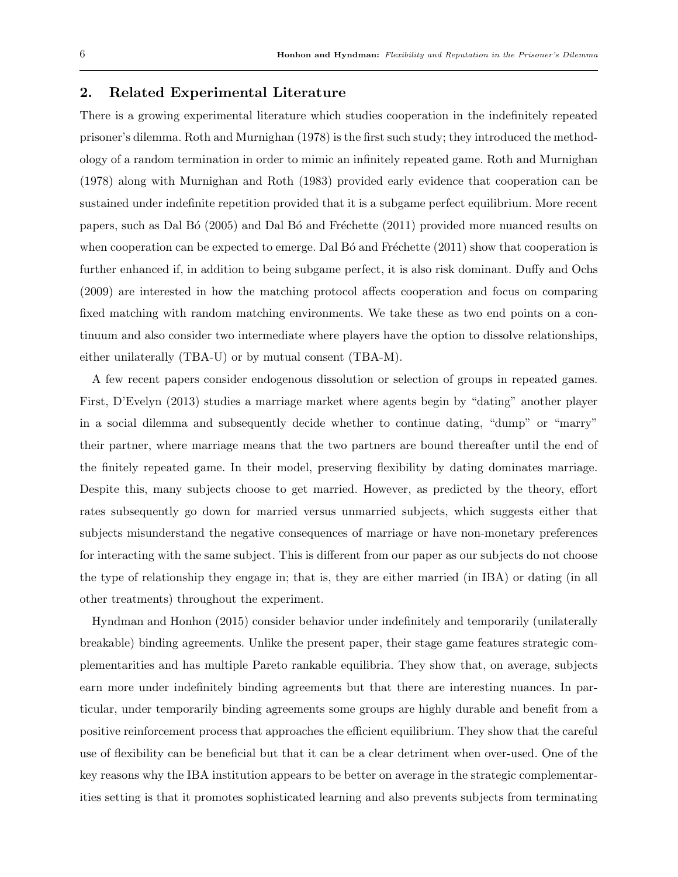## 2. Related Experimental Literature

There is a growing experimental literature which studies cooperation in the indefinitely repeated prisoner's dilemma. Roth and Murnighan (1978) is the first such study; they introduced the methodology of a random termination in order to mimic an infinitely repeated game. Roth and Murnighan (1978) along with Murnighan and Roth (1983) provided early evidence that cooperation can be sustained under indefinite repetition provided that it is a subgame perfect equilibrium. More recent papers, such as Dal Bó (2005) and Dal Bó and Fréchette (2011) provided more nuanced results on when cooperation can be expected to emerge. Dal Bó and Fréchette (2011) show that cooperation is further enhanced if, in addition to being subgame perfect, it is also risk dominant. Duffy and Ochs (2009) are interested in how the matching protocol affects cooperation and focus on comparing fixed matching with random matching environments. We take these as two end points on a continuum and also consider two intermediate where players have the option to dissolve relationships, either unilaterally (TBA-U) or by mutual consent (TBA-M).

A few recent papers consider endogenous dissolution or selection of groups in repeated games. First, D'Evelyn (2013) studies a marriage market where agents begin by "dating" another player in a social dilemma and subsequently decide whether to continue dating, "dump" or "marry" their partner, where marriage means that the two partners are bound thereafter until the end of the finitely repeated game. In their model, preserving flexibility by dating dominates marriage. Despite this, many subjects choose to get married. However, as predicted by the theory, effort rates subsequently go down for married versus unmarried subjects, which suggests either that subjects misunderstand the negative consequences of marriage or have non-monetary preferences for interacting with the same subject. This is different from our paper as our subjects do not choose the type of relationship they engage in; that is, they are either married (in IBA) or dating (in all other treatments) throughout the experiment.

Hyndman and Honhon (2015) consider behavior under indefinitely and temporarily (unilaterally breakable) binding agreements. Unlike the present paper, their stage game features strategic complementarities and has multiple Pareto rankable equilibria. They show that, on average, subjects earn more under indefinitely binding agreements but that there are interesting nuances. In particular, under temporarily binding agreements some groups are highly durable and benefit from a positive reinforcement process that approaches the efficient equilibrium. They show that the careful use of flexibility can be beneficial but that it can be a clear detriment when over-used. One of the key reasons why the IBA institution appears to be better on average in the strategic complementarities setting is that it promotes sophisticated learning and also prevents subjects from terminating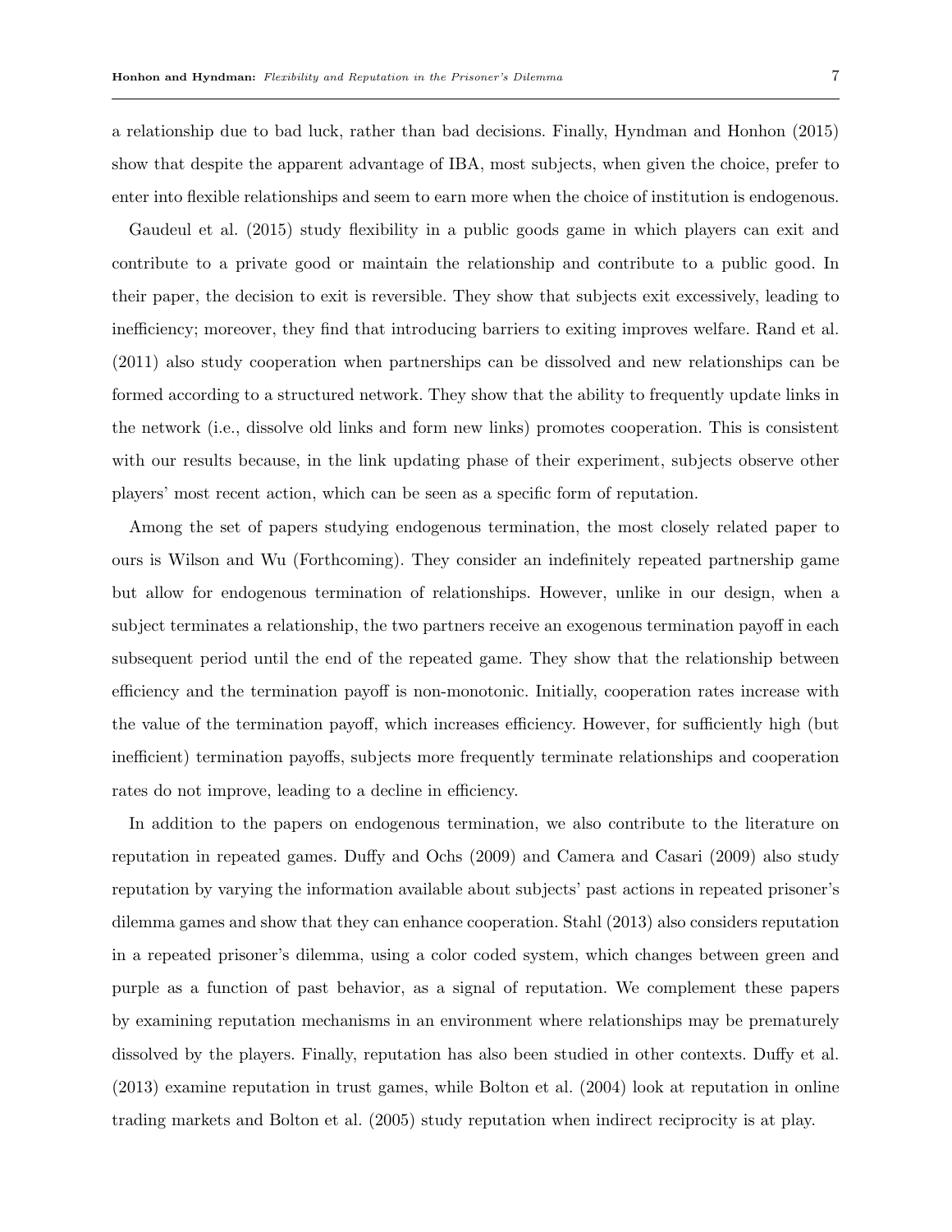a relationship due to bad luck, rather than bad decisions. Finally, Hyndman and Honhon (2015) show that despite the apparent advantage of IBA, most subjects, when given the choice, prefer to enter into flexible relationships and seem to earn more when the choice of institution is endogenous.

Gaudeul et al. (2015) study flexibility in a public goods game in which players can exit and contribute to a private good or maintain the relationship and contribute to a public good. In their paper, the decision to exit is reversible. They show that subjects exit excessively, leading to inefficiency; moreover, they find that introducing barriers to exiting improves welfare. Rand et al. (2011) also study cooperation when partnerships can be dissolved and new relationships can be formed according to a structured network. They show that the ability to frequently update links in the network (i.e., dissolve old links and form new links) promotes cooperation. This is consistent with our results because, in the link updating phase of their experiment, subjects observe other players' most recent action, which can be seen as a specific form of reputation.

Among the set of papers studying endogenous termination, the most closely related paper to ours is Wilson and Wu (Forthcoming). They consider an indefinitely repeated partnership game but allow for endogenous termination of relationships. However, unlike in our design, when a subject terminates a relationship, the two partners receive an exogenous termination payoff in each subsequent period until the end of the repeated game. They show that the relationship between efficiency and the termination payoff is non-monotonic. Initially, cooperation rates increase with the value of the termination payoff, which increases efficiency. However, for sufficiently high (but inefficient) termination payoffs, subjects more frequently terminate relationships and cooperation rates do not improve, leading to a decline in efficiency.

In addition to the papers on endogenous termination, we also contribute to the literature on reputation in repeated games. Duffy and Ochs (2009) and Camera and Casari (2009) also study reputation by varying the information available about subjects' past actions in repeated prisoner's dilemma games and show that they can enhance cooperation. Stahl (2013) also considers reputation in a repeated prisoner's dilemma, using a color coded system, which changes between green and purple as a function of past behavior, as a signal of reputation. We complement these papers by examining reputation mechanisms in an environment where relationships may be prematurely dissolved by the players. Finally, reputation has also been studied in other contexts. Duffy et al. (2013) examine reputation in trust games, while Bolton et al. (2004) look at reputation in online trading markets and Bolton et al. (2005) study reputation when indirect reciprocity is at play.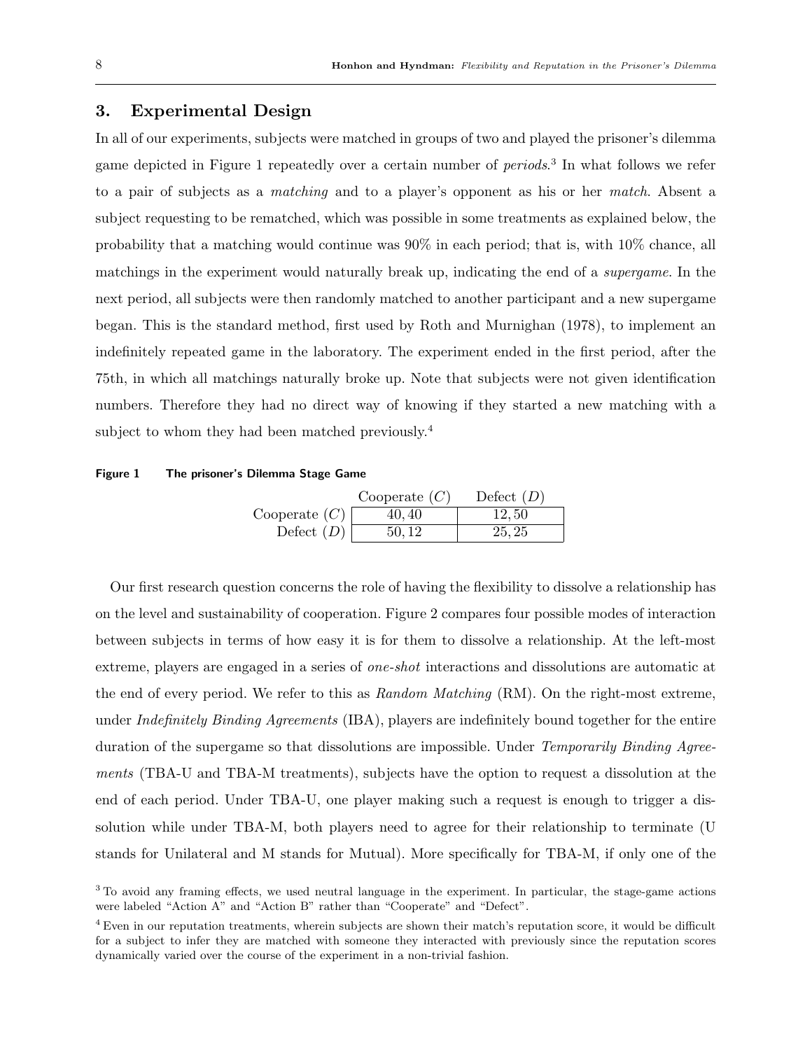## 3. Experimental Design

In all of our experiments, subjects were matched in groups of two and played the prisoner's dilemma game depicted in Figure 1 repeatedly over a certain number of *periods*.[3] In what follows we refer to a pair of subjects as a *matching* and to a player's opponent as his or her *match*. Absent a subject requesting to be rematched, which was possible in some treatments as explained below, the probability that a matching would continue was 90% in each period; that is, with 10% chance, all matchings in the experiment would naturally break up, indicating the end of a *supergame*. In the next period, all subjects were then randomly matched to another participant and a new supergame began. This is the standard method, first used by Roth and Murnighan (1978), to implement an indefinitely repeated game in the laboratory. The experiment ended in the first period, after the 75th, in which all matchings naturally broke up. Note that subjects were not given identification numbers. Therefore they had no direct way of knowing if they started a new matching with a subject to whom they had been matched previously.[4]

**Figure 1 The prisoner's Dilemma Stage Game**

| | Cooperate ($C$) | Defect ($D$) |
|---|---|---|
| Cooperate ($C$) | $40, 40$ | $12, 50$ |
| Defect ($D$) | $50, 12$ | $25, 25$ |

Our first research question concerns the role of having the flexibility to dissolve a relationship has on the level and sustainability of cooperation. Figure 2 compares four possible modes of interaction between subjects in terms of how easy it is for them to dissolve a relationship. At the left-most extreme, players are engaged in a series of *one-shot* interactions and dissolutions are automatic at the end of every period. We refer to this as *Random Matching* (RM). On the right-most extreme, under *Indefinitely Binding Agreements* (IBA), players are indefinitely bound together for the entire duration of the supergame so that dissolutions are impossible. Under *Temporarily Binding Agreements* (TBA-U and TBA-M treatments), subjects have the option to request a dissolution at the end of each period. Under TBA-U, one player making such a request is enough to trigger a dissolution while under TBA-M, both players need to agree for their relationship to terminate (U stands for Unilateral and M stands for Mutual). More specifically for TBA-M, if only one of the

[3] To avoid any framing effects, we used neutral language in the experiment. In particular, the stage-game actions were labeled "Action A" and "Action B" rather than "Cooperate" and "Defect".

[4] Even in our reputation treatments, wherein subjects are shown their match's reputation score, it would be difficult for a subject to infer they are matched with someone they interacted with previously since the reputation scores dynamically varied over the course of the experiment in a non-trivial fashion.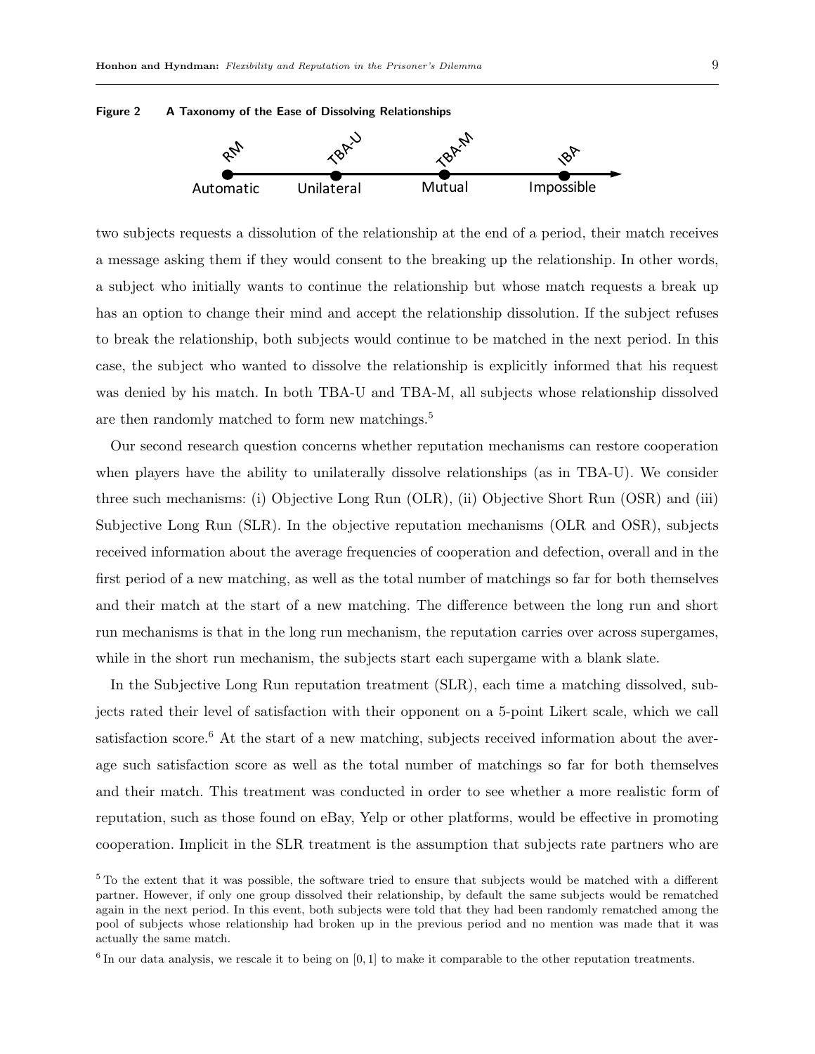**Figure 2 A Taxonomy of the Ease of Dissolving Relationships**

two subjects requests a dissolution of the relationship at the end of a period, their match receives a message asking them if they would consent to the breaking up the relationship. In other words, a subject who initially wants to continue the relationship but whose match requests a break up has an option to change their mind and accept the relationship dissolution. If the subject refuses to break the relationship, both subjects would continue to be matched in the next period. In this case, the subject who wanted to dissolve the relationship is explicitly informed that his request was denied by his match. In both TBA-U and TBA-M, all subjects whose relationship dissolved are then randomly matched to form new matchings.[5]

Our second research question concerns whether reputation mechanisms can restore cooperation when players have the ability to unilaterally dissolve relationships (as in TBA-U). We consider three such mechanisms: (i) Objective Long Run (OLR), (ii) Objective Short Run (OSR) and (iii) Subjective Long Run (SLR). In the objective reputation mechanisms (OLR and OSR), subjects received information about the average frequencies of cooperation and defection, overall and in the first period of a new matching, as well as the total number of matchings so far for both themselves and their match at the start of a new matching. The difference between the long run and short run mechanisms is that in the long run mechanism, the reputation carries over across supergames, while in the short run mechanism, the subjects start each supergame with a blank slate.

In the Subjective Long Run reputation treatment (SLR), each time a matching dissolved, subjects rated their level of satisfaction with their opponent on a 5-point Likert scale, which we call satisfaction score.[6] At the start of a new matching, subjects received information about the average such satisfaction score as well as the total number of matchings so far for both themselves and their match. This treatment was conducted in order to see whether a more realistic form of reputation, such as those found on eBay, Yelp or other platforms, would be effective in promoting cooperation. Implicit in the SLR treatment is the assumption that subjects rate partners who are

[5] To the extent that it was possible, the software tried to ensure that subjects would be matched with a different partner. However, if only one group dissolved their relationship, by default the same subjects would be rematched again in the next period. In this event, both subjects were told that they had been randomly rematched among the pool of subjects whose relationship had broken up in the previous period and no mention was made that it was actually the same match.

[6] In our data analysis, we rescale it to being on $[0, 1]$ to make it comparable to the other reputation treatments.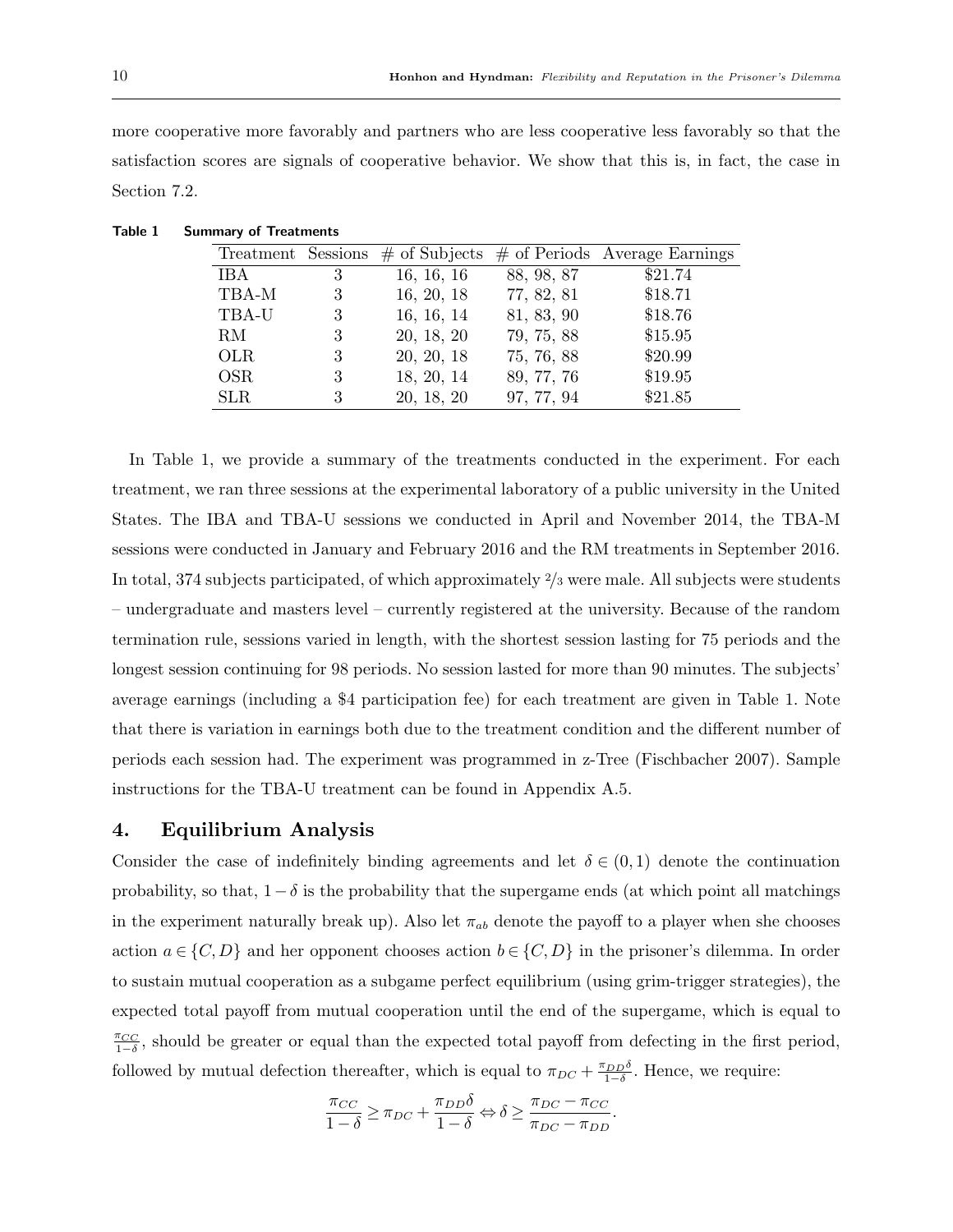more cooperative more favorably and partners who are less cooperative less favorably so that the satisfaction scores are signals of cooperative behavior. We show that this is, in fact, the case in Section 7.2.

**Table 1 Summary of Treatments**

| Treatment | Sessions | # of Subjects | # of Periods | Average Earnings |
|---|---|---|---|---|
| IBA | 3 | 16, 16, 16 | 88, 98, 87 | $21.74 |
| TBA-M | 3 | 16, 20, 18 | 77, 82, 81 | $18.71 |
| TBA-U | 3 | 16, 16, 14 | 81, 83, 90 | $18.76 |
| RM | 3 | 20, 18, 20 | 79, 75, 88 | $15.95 |
| OLR | 3 | 20, 20, 18 | 75, 76, 88 | $20.99 |
| OSR | 3 | 18, 20, 14 | 89, 77, 76 | $19.95 |
| SLR | 3 | 20, 18, 20 | 97, 77, 94 | $21.85 |

In Table 1, we provide a summary of the treatments conducted in the experiment. For each treatment, we ran three sessions at the experimental laboratory of a public university in the United States. The IBA and TBA-U sessions we conducted in April and November 2014, the TBA-M sessions were conducted in January and February 2016 and the RM treatments in September 2016. In total, 374 subjects participated, of which approximately 2/3 were male. All subjects were students – undergraduate and masters level – currently registered at the university. Because of the random termination rule, sessions varied in length, with the shortest session lasting for 75 periods and the longest session continuing for 98 periods. No session lasted for more than 90 minutes. The subjects' average earnings (including a $4 participation fee) for each treatment are given in Table 1. Note that there is variation in earnings both due to the treatment condition and the different number of periods each session had. The experiment was programmed in z-Tree (Fischbacher 2007). Sample instructions for the TBA-U treatment can be found in Appendix A.5.

## 4. Equilibrium Analysis

Consider the case of indefinitely binding agreements and let $\delta \in (0,1)$ denote the continuation probability, so that, $1-\delta$ is the probability that the supergame ends (at which point all matchings in the experiment naturally break up). Also let $\pi_{ab}$ denote the payoff to a player when she chooses action $a \in \{C, D\}$ and her opponent chooses action $b \in \{C, D\}$ in the prisoner's dilemma. In order to sustain mutual cooperation as a subgame perfect equilibrium (using grim-trigger strategies), the expected total payoff from mutual cooperation until the end of the supergame, which is equal to $\frac{\pi_{CC}}{1-\delta}$, should be greater or equal than the expected total payoff from defecting in the first period, followed by mutual defection thereafter, which is equal to $\pi_{DC} + \frac{\pi_{DD}\delta}{1-\delta}$. Hence, we require:

$$\frac{\pi_{CC}}{1-\delta} \geq \pi_{DC} + \frac{\pi_{DD}\delta}{1-\delta} \Leftrightarrow \delta \geq \frac{\pi_{DC} - \pi_{CC}}{\pi_{DC} - \pi_{DD}}.$$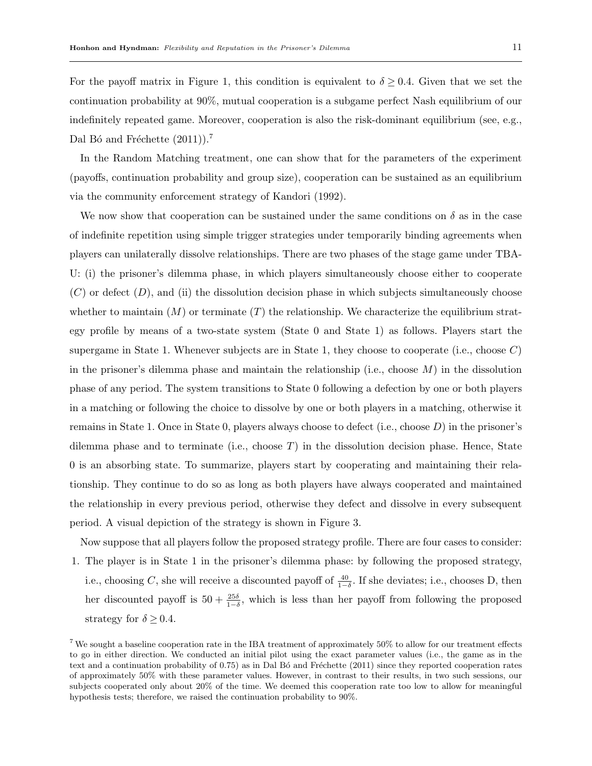For the payoff matrix in Figure 1, this condition is equivalent to $\delta \geq 0.4$. Given that we set the continuation probability at 90%, mutual cooperation is a subgame perfect Nash equilibrium of our indefinitely repeated game. Moreover, cooperation is also the risk-dominant equilibrium (see, e.g., Dal Bó and Fréchette (2011)).[7]

In the Random Matching treatment, one can show that for the parameters of the experiment (payoffs, continuation probability and group size), cooperation can be sustained as an equilibrium via the community enforcement strategy of Kandori (1992).

We now show that cooperation can be sustained under the same conditions on $\delta$ as in the case of indefinite repetition using simple trigger strategies under temporarily binding agreements when players can unilaterally dissolve relationships. There are two phases of the stage game under TBA-U: (i) the prisoner's dilemma phase, in which players simultaneously choose either to cooperate ($C$) or defect ($D$), and (ii) the dissolution decision phase in which subjects simultaneously choose whether to maintain ($M$) or terminate ($T$) the relationship. We characterize the equilibrium strategy profile by means of a two-state system (State 0 and State 1) as follows. Players start the supergame in State 1. Whenever subjects are in State 1, they choose to cooperate (i.e., choose $C$) in the prisoner's dilemma phase and maintain the relationship (i.e., choose $M$) in the dissolution phase of any period. The system transitions to State 0 following a defection by one or both players in a matching or following the choice to dissolve by one or both players in a matching, otherwise it remains in State 1. Once in State 0, players always choose to defect (i.e., choose $D$) in the prisoner's dilemma phase and to terminate (i.e., choose $T$) in the dissolution decision phase. Hence, State 0 is an absorbing state. To summarize, players start by cooperating and maintaining their relationship. They continue to do so as long as both players have always cooperated and maintained the relationship in every previous period, otherwise they defect and dissolve in every subsequent period. A visual depiction of the strategy is shown in Figure 3.

Now suppose that all players follow the proposed strategy profile. There are four cases to consider:

1. The player is in State 1 in the prisoner's dilemma phase: by following the proposed strategy, i.e., choosing $C$, she will receive a discounted payoff of $\frac{40}{1-\delta}$. If she deviates; i.e., chooses D, then her discounted payoff is $50 + \frac{25\delta}{1-\delta}$, which is less than her payoff from following the proposed strategy for $\delta \geq 0.4$.

[7] We sought a baseline cooperation rate in the IBA treatment of approximately 50% to allow for our treatment effects to go in either direction. We conducted an initial pilot using the exact parameter values (i.e., the game as in the text and a continuation probability of 0.75) as in Dal Bó and Fréchette (2011) since they reported cooperation rates of approximately 50% with these parameter values. However, in contrast to their results, in two such sessions, our subjects cooperated only about 20% of the time. We deemed this cooperation rate too low to allow for meaningful hypothesis tests; therefore, we raised the continuation probability to 90%.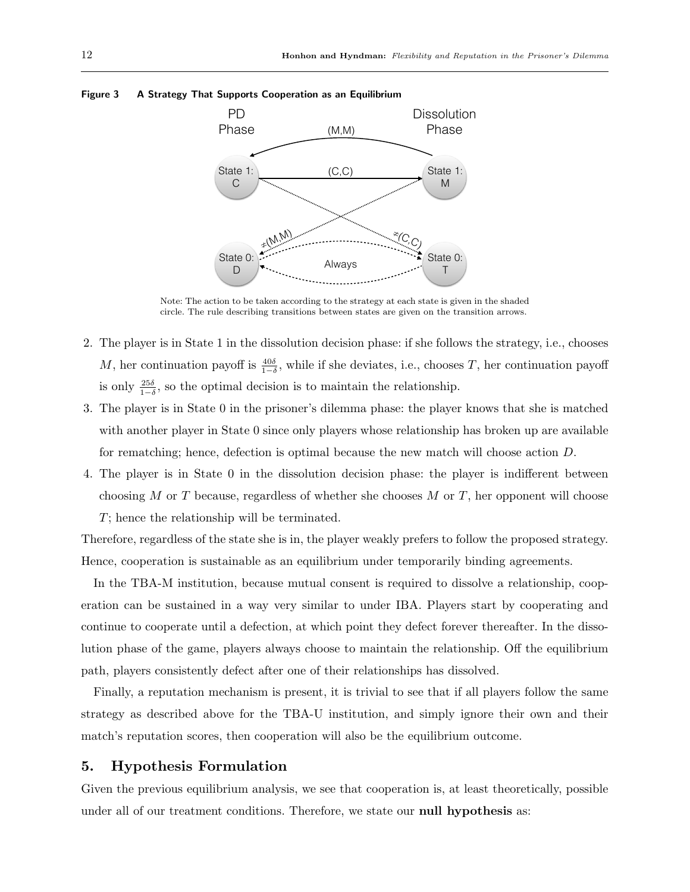**Figure 3 A Strategy That Supports Cooperation as an Equilibrium**

Note: The action to be taken according to the strategy at each state is given in the shaded circle. The rule describing transitions between states are given on the transition arrows.

2. The player is in State 1 in the dissolution decision phase: if she follows the strategy, i.e., chooses $M$, her continuation payoff is $\frac{40\delta}{1-\delta}$, while if she deviates, i.e., chooses $T$, her continuation payoff is only $\frac{25\delta}{1-\delta}$, so the optimal decision is to maintain the relationship.
3. The player is in State 0 in the prisoner's dilemma phase: the player knows that she is matched with another player in State 0 since only players whose relationship has broken up are available for rematching; hence, defection is optimal because the new match will choose action $D$.
4. The player is in State 0 in the dissolution decision phase: the player is indifferent between choosing $M$ or $T$ because, regardless of whether she chooses $M$ or $T$, her opponent will choose $T$; hence the relationship will be terminated.

Therefore, regardless of the state she is in, the player weakly prefers to follow the proposed strategy. Hence, cooperation is sustainable as an equilibrium under temporarily binding agreements.

In the TBA-M institution, because mutual consent is required to dissolve a relationship, cooperation can be sustained in a way very similar to under IBA. Players start by cooperating and continue to cooperate until a defection, at which point they defect forever thereafter. In the dissolution phase of the game, players always choose to maintain the relationship. Off the equilibrium path, players consistently defect after one of their relationships has dissolved.

Finally, a reputation mechanism is present, it is trivial to see that if all players follow the same strategy as described above for the TBA-U institution, and simply ignore their own and their match's reputation scores, then cooperation will also be the equilibrium outcome.

## 5. Hypothesis Formulation

Given the previous equilibrium analysis, we see that cooperation is, at least theoretically, possible under all of our treatment conditions. Therefore, we state our **null hypothesis** as: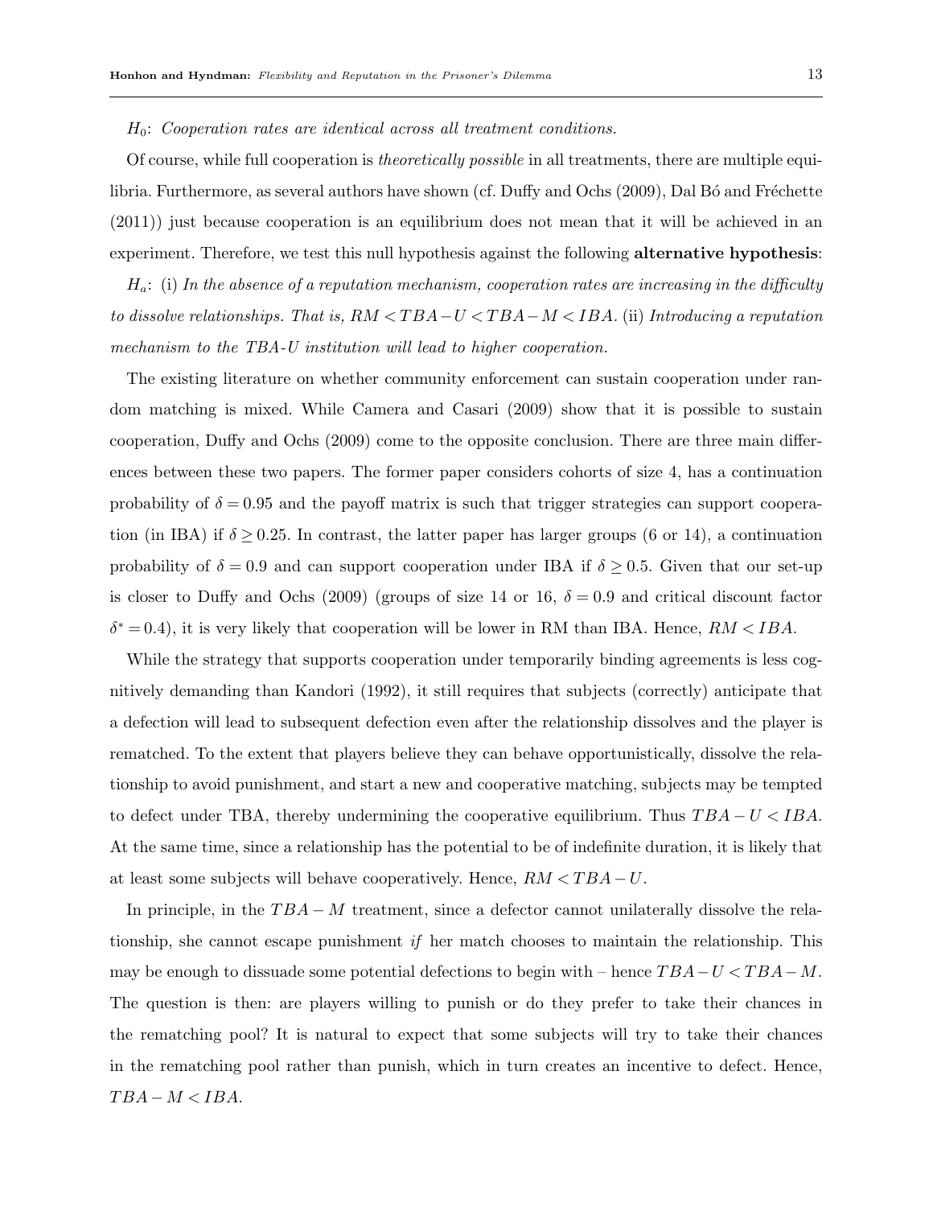$H_0$: *Cooperation rates are identical across all treatment conditions.*

Of course, while full cooperation is *theoretically possible* in all treatments, there are multiple equilibria. Furthermore, as several authors have shown (cf. Duffy and Ochs (2009), Dal Bó and Fréchette (2011)) just because cooperation is an equilibrium does not mean that it will be achieved in an experiment. Therefore, we test this null hypothesis against the following **alternative hypothesis**:

$H_a$: (i) *In the absence of a reputation mechanism, cooperation rates are increasing in the difficulty to dissolve relationships. That is,* $RM < TBA-U < TBA-M < IBA$. (ii) *Introducing a reputation mechanism to the TBA-U institution will lead to higher cooperation.*

The existing literature on whether community enforcement can sustain cooperation under random matching is mixed. While Camera and Casari (2009) show that it is possible to sustain cooperation, Duffy and Ochs (2009) come to the opposite conclusion. There are three main differences between these two papers. The former paper considers cohorts of size 4, has a continuation probability of $\delta = 0.95$ and the payoff matrix is such that trigger strategies can support cooperation (in IBA) if $\delta \geq 0.25$. In contrast, the latter paper has larger groups (6 or 14), a continuation probability of $\delta = 0.9$ and can support cooperation under IBA if $\delta \geq 0.5$. Given that our set-up is closer to Duffy and Ochs (2009) (groups of size 14 or 16, $\delta = 0.9$ and critical discount factor $\delta^* = 0.4$), it is very likely that cooperation will be lower in RM than IBA. Hence, $RM < IBA$.

While the strategy that supports cooperation under temporarily binding agreements is less cognitively demanding than Kandori (1992), it still requires that subjects (correctly) anticipate that a defection will lead to subsequent defection even after the relationship dissolves and the player is rematched. To the extent that players believe they can behave opportunistically, dissolve the relationship to avoid punishment, and start a new and cooperative matching, subjects may be tempted to defect under TBA, thereby undermining the cooperative equilibrium. Thus $TBA-U < IBA$. At the same time, since a relationship has the potential to be of indefinite duration, it is likely that at least some subjects will behave cooperatively. Hence, $RM < TBA-U$.

In principle, in the $TBA-M$ treatment, since a defector cannot unilaterally dissolve the relationship, she cannot escape punishment *if* her match chooses to maintain the relationship. This may be enough to dissuade some potential defections to begin with – hence $TBA-U < TBA-M$. The question is then: are players willing to punish or do they prefer to take their chances in the rematching pool? It is natural to expect that some subjects will try to take their chances in the rematching pool rather than punish, which in turn creates an incentive to defect. Hence, $TBA-M < IBA$.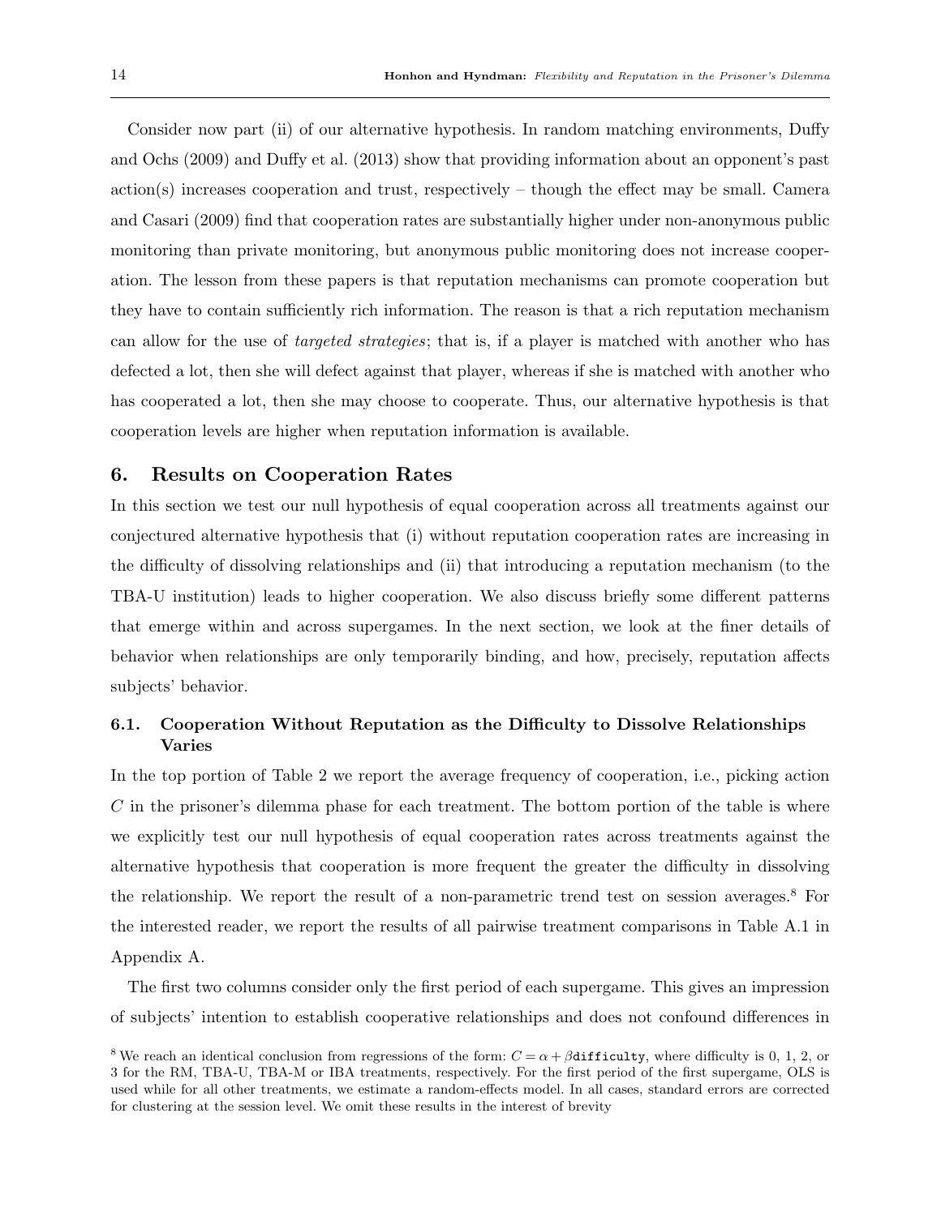Consider now part (ii) of our alternative hypothesis. In random matching environments, Duffy and Ochs (2009) and Duffy et al. (2013) show that providing information about an opponent's past action(s) increases cooperation and trust, respectively – though the effect may be small. Camera and Casari (2009) find that cooperation rates are substantially higher under non-anonymous public monitoring than private monitoring, but anonymous public monitoring does not increase cooperation. The lesson from these papers is that reputation mechanisms can promote cooperation but they have to contain sufficiently rich information. The reason is that a rich reputation mechanism can allow for the use of *targeted strategies*; that is, if a player is matched with another who has defected a lot, then she will defect against that player, whereas if she is matched with another who has cooperated a lot, then she may choose to cooperate. Thus, our alternative hypothesis is that cooperation levels are higher when reputation information is available.

## 6. Results on Cooperation Rates

In this section we test our null hypothesis of equal cooperation across all treatments against our conjectured alternative hypothesis that (i) without reputation cooperation rates are increasing in the difficulty of dissolving relationships and (ii) that introducing a reputation mechanism (to the TBA-U institution) leads to higher cooperation. We also discuss briefly some different patterns that emerge within and across supergames. In the next section, we look at the finer details of behavior when relationships are only temporarily binding, and how, precisely, reputation affects subjects' behavior.

### 6.1. Cooperation Without Reputation as the Difficulty to Dissolve Relationships Varies

In the top portion of Table 2 we report the average frequency of cooperation, i.e., picking action $C$ in the prisoner's dilemma phase for each treatment. The bottom portion of the table is where we explicitly test our null hypothesis of equal cooperation rates across treatments against the alternative hypothesis that cooperation is more frequent the greater the difficulty in dissolving the relationship. We report the result of a non-parametric trend test on session averages.[8] For the interested reader, we report the results of all pairwise treatment comparisons in Table A.1 in Appendix A.

The first two columns consider only the first period of each supergame. This gives an impression of subjects' intention to establish cooperative relationships and does not confound differences in

[8] We reach an identical conclusion from regressions of the form: $C = \alpha + \beta \texttt{difficulty}$, where difficulty is 0, 1, 2, or 3 for the RM, TBA-U, TBA-M or IBA treatments, respectively. For the first period of the first supergame, OLS is used while for all other treatments, we estimate a random-effects model. In all cases, standard errors are corrected for clustering at the session level. We omit these results in the interest of brevity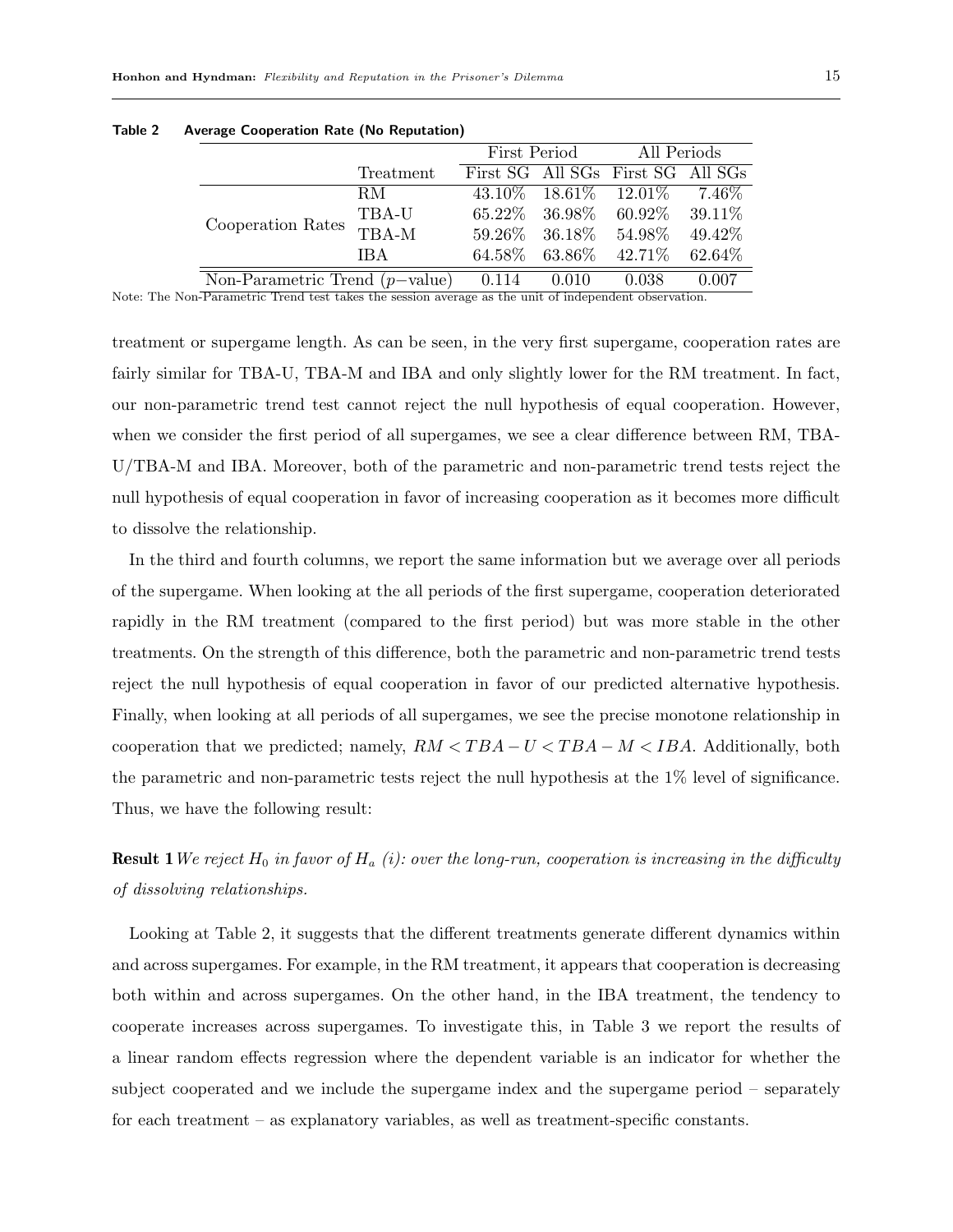**Table 2 Average Cooperation Rate (No Reputation)**

| | | First Period | | All Periods | |
|---|---|---|---|---|---|
| | Treatment | First SG | All SGs | First SG | All SGs |
| Cooperation Rates | RM | 43.10% | 18.61% | 12.01% | 7.46% |
| | TBA-U | 65.22% | 36.98% | 60.92% | 39.11% |
| | TBA-M | 59.26% | 36.18% | 54.98% | 49.42% |
| | IBA | 64.58% | 63.86% | 42.71% | 62.64% |
| Non-Parametric Trend ($p-$value) | | 0.114 | 0.010 | 0.038 | 0.007 |

Note: The Non-Parametric Trend test takes the session average as the unit of independent observation.

treatment or supergame length. As can be seen, in the very first supergame, cooperation rates are fairly similar for TBA-U, TBA-M and IBA and only slightly lower for the RM treatment. In fact, our non-parametric trend test cannot reject the null hypothesis of equal cooperation. However, when we consider the first period of all supergames, we see a clear difference between RM, TBA-U/TBA-M and IBA. Moreover, both of the parametric and non-parametric trend tests reject the null hypothesis of equal cooperation in favor of increasing cooperation as it becomes more difficult to dissolve the relationship.

In the third and fourth columns, we report the same information but we average over all periods of the supergame. When looking at the all periods of the first supergame, cooperation deteriorated rapidly in the RM treatment (compared to the first period) but was more stable in the other treatments. On the strength of this difference, both the parametric and non-parametric trend tests reject the null hypothesis of equal cooperation in favor of our predicted alternative hypothesis. Finally, when looking at all periods of all supergames, we see the precise monotone relationship in cooperation that we predicted; namely, $RM < TBA-U < TBA-M < IBA$. Additionally, both the parametric and non-parametric tests reject the null hypothesis at the 1% level of significance. Thus, we have the following result:

**Result 1** *We reject $H_0$ in favor of $H_a$ (i): over the long-run, cooperation is increasing in the difficulty of dissolving relationships.*

Looking at Table 2, it suggests that the different treatments generate different dynamics within and across supergames. For example, in the RM treatment, it appears that cooperation is decreasing both within and across supergames. On the other hand, in the IBA treatment, the tendency to cooperate increases across supergames. To investigate this, in Table 3 we report the results of a linear random effects regression where the dependent variable is an indicator for whether the subject cooperated and we include the supergame index and the supergame period – separately for each treatment – as explanatory variables, as well as treatment-specific constants.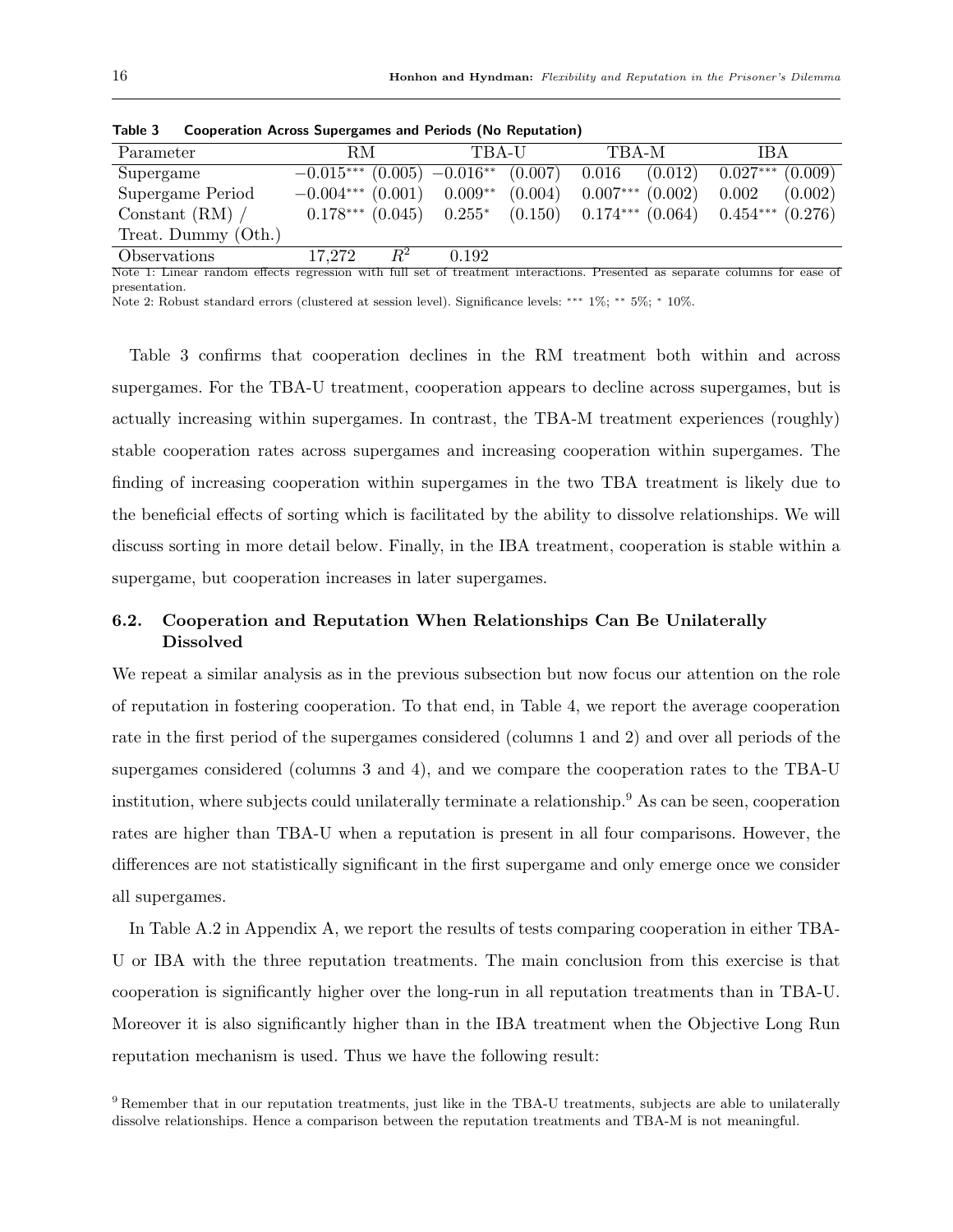**Table 3 Cooperation Across Supergames and Periods (No Reputation)**

| Parameter | RM | | TBA-U | | TBA-M | | IBA | |
|---|---|---|---|---|---|---|---|---|
| Supergame | $-0.015^{***}$ | (0.005) | $-0.016^{**}$ | (0.007) | 0.016 | (0.012) | $0.027^{***}$ | (0.009) |
| Supergame Period | $-0.004^{***}$ | (0.001) | $0.009^{**}$ | (0.004) | $0.007^{***}$ | (0.002) | 0.002 | (0.002) |
| Constant (RM) / Treat. Dummy (Oth.) | $0.178^{***}$ | (0.045) | $0.255^{*}$ | (0.150) | $0.174^{***}$ | (0.064) | $0.454^{***}$ | (0.276) |
| Observations | 17,272 | $R^2$ | 0.192 | | | | | |

Note 1: Linear random effects regression with full set of treatment interactions. Presented as separate columns for ease of presentation.

Note 2: Robust standard errors (clustered at session level). Significance levels: *** 1%; ** 5%; * 10%.

Table 3 confirms that cooperation declines in the RM treatment both within and across supergames. For the TBA-U treatment, cooperation appears to decline across supergames, but is actually increasing within supergames. In contrast, the TBA-M treatment experiences (roughly) stable cooperation rates across supergames and increasing cooperation within supergames. The finding of increasing cooperation within supergames in the two TBA treatment is likely due to the beneficial effects of sorting which is facilitated by the ability to dissolve relationships. We will discuss sorting in more detail below. Finally, in the IBA treatment, cooperation is stable within a supergame, but cooperation increases in later supergames.

### 6.2. Cooperation and Reputation When Relationships Can Be Unilaterally Dissolved

We repeat a similar analysis as in the previous subsection but now focus our attention on the role of reputation in fostering cooperation. To that end, in Table 4, we report the average cooperation rate in the first period of the supergames considered (columns 1 and 2) and over all periods of the supergames considered (columns 3 and 4), and we compare the cooperation rates to the TBA-U institution, where subjects could unilaterally terminate a relationship.[9] As can be seen, cooperation rates are higher than TBA-U when a reputation is present in all four comparisons. However, the differences are not statistically significant in the first supergame and only emerge once we consider all supergames.

In Table A.2 in Appendix A, we report the results of tests comparing cooperation in either TBA-U or IBA with the three reputation treatments. The main conclusion from this exercise is that cooperation is significantly higher over the long-run in all reputation treatments than in TBA-U. Moreover it is also significantly higher than in the IBA treatment when the Objective Long Run reputation mechanism is used. Thus we have the following result:

[9] Remember that in our reputation treatments, just like in the TBA-U treatments, subjects are able to unilaterally dissolve relationships. Hence a comparison between the reputation treatments and TBA-M is not meaningful.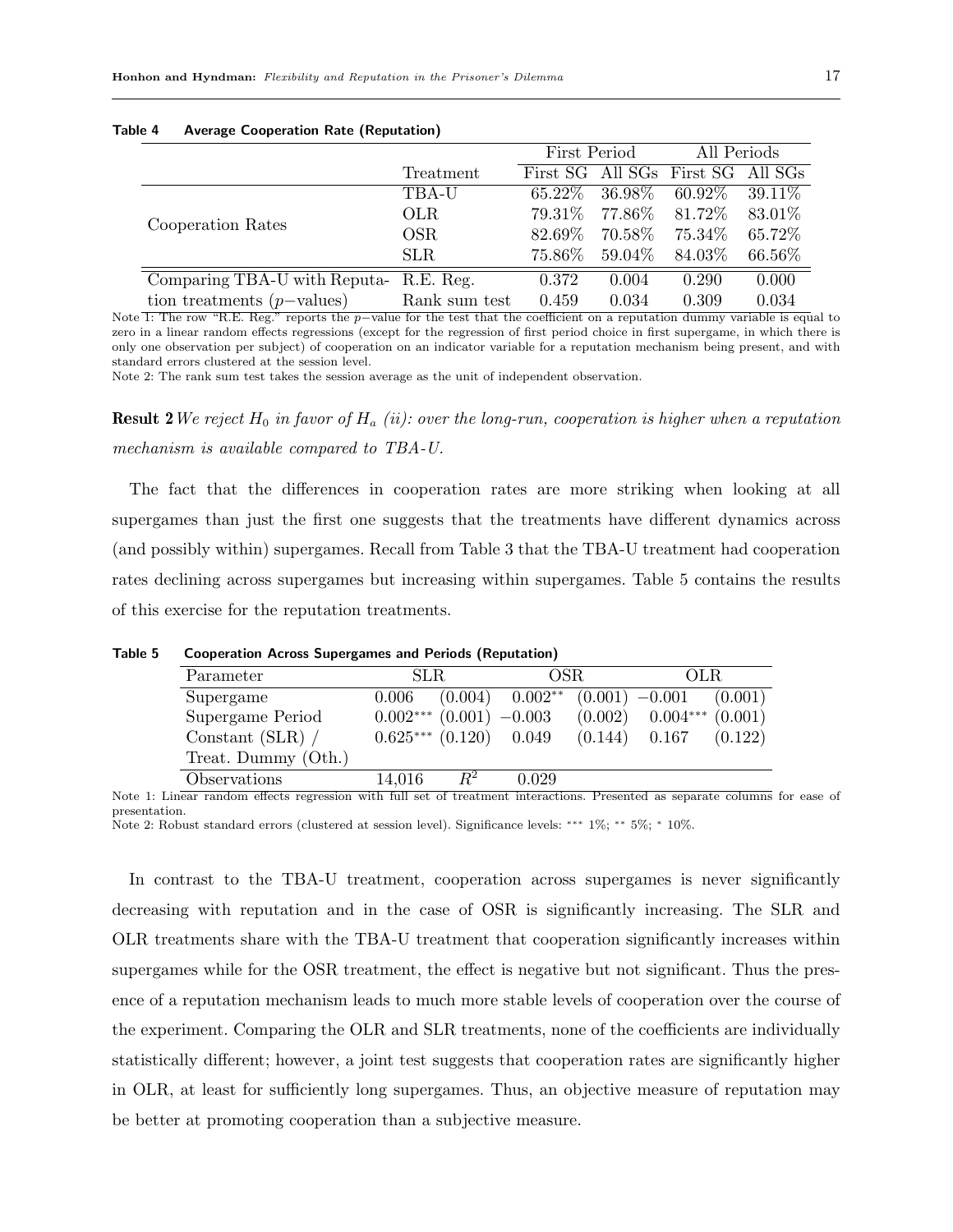**Table 4 Average Cooperation Rate (Reputation)**

| | | First Period | | All Periods | |
|---|---|---|---|---|---|
| | Treatment | First SG | All SGs | First SG | All SGs |
| Cooperation Rates | TBA-U | 65.22% | 36.98% | 60.92% | 39.11% |
| | OLR | 79.31% | 77.86% | 81.72% | 83.01% |
| | OSR | 82.69% | 70.58% | 75.34% | 65.72% |
| | SLR | 75.86% | 59.04% | 84.03% | 66.56% |
| Comparing TBA-U with Reputation treatments ($p-$values) | R.E. Reg. | 0.372 | 0.004 | 0.290 | 0.000 |
| | Rank sum test | 0.459 | 0.034 | 0.309 | 0.034 |

Note 1: The row "R.E. Reg." reports the $p-$value for the test that the coefficient on a reputation dummy variable is equal to zero in a linear random effects regressions (except for the regression of first period choice in first supergame, in which there is only one observation per subject) of cooperation on an indicator variable for a reputation mechanism being present, and with standard errors clustered at the session level.

Note 2: The rank sum test takes the session average as the unit of independent observation.

**Result 2** *We reject $H_0$ in favor of $H_a$ (ii): over the long-run, cooperation is higher when a reputation mechanism is available compared to TBA-U.*

The fact that the differences in cooperation rates are more striking when looking at all supergames than just the first one suggests that the treatments have different dynamics across (and possibly within) supergames. Recall from Table 3 that the TBA-U treatment had cooperation rates declining across supergames but increasing within supergames. Table 5 contains the results of this exercise for the reputation treatments.

**Table 5 Cooperation Across Supergames and Periods (Reputation)**

| Parameter | SLR | | OSR | | OLR | |
|---|---|---|---|---|---|---|
| Supergame | 0.006 | (0.004) | $0.002^{**}$ | (0.001) | $-0.001$ | (0.001) |
| Supergame Period | $0.002^{***}$ | (0.001) | $-0.003$ | (0.002) | $0.004^{***}$ | (0.001) |
| Constant (SLR) / Treat. Dummy (Oth.) | $0.625^{***}$ | (0.120) | 0.049 | (0.144) | 0.167 | (0.122) |
| Observations | 14,016 | $R^2$ | 0.029 | | | |

Note 1: Linear random effects regression with full set of treatment interactions. Presented as separate columns for ease of presentation.

Note 2: Robust standard errors (clustered at session level). Significance levels: $^{***}$ 1%; $^{**}$ 5%; $^{*}$ 10%.

In contrast to the TBA-U treatment, cooperation across supergames is never significantly decreasing with reputation and in the case of OSR is significantly increasing. The SLR and OLR treatments share with the TBA-U treatment that cooperation significantly increases within supergames while for the OSR treatment, the effect is negative but not significant. Thus the presence of a reputation mechanism leads to much more stable levels of cooperation over the course of the experiment. Comparing the OLR and SLR treatments, none of the coefficients are individually statistically different; however, a joint test suggests that cooperation rates are significantly higher in OLR, at least for sufficiently long supergames. Thus, an objective measure of reputation may be better at promoting cooperation than a subjective measure.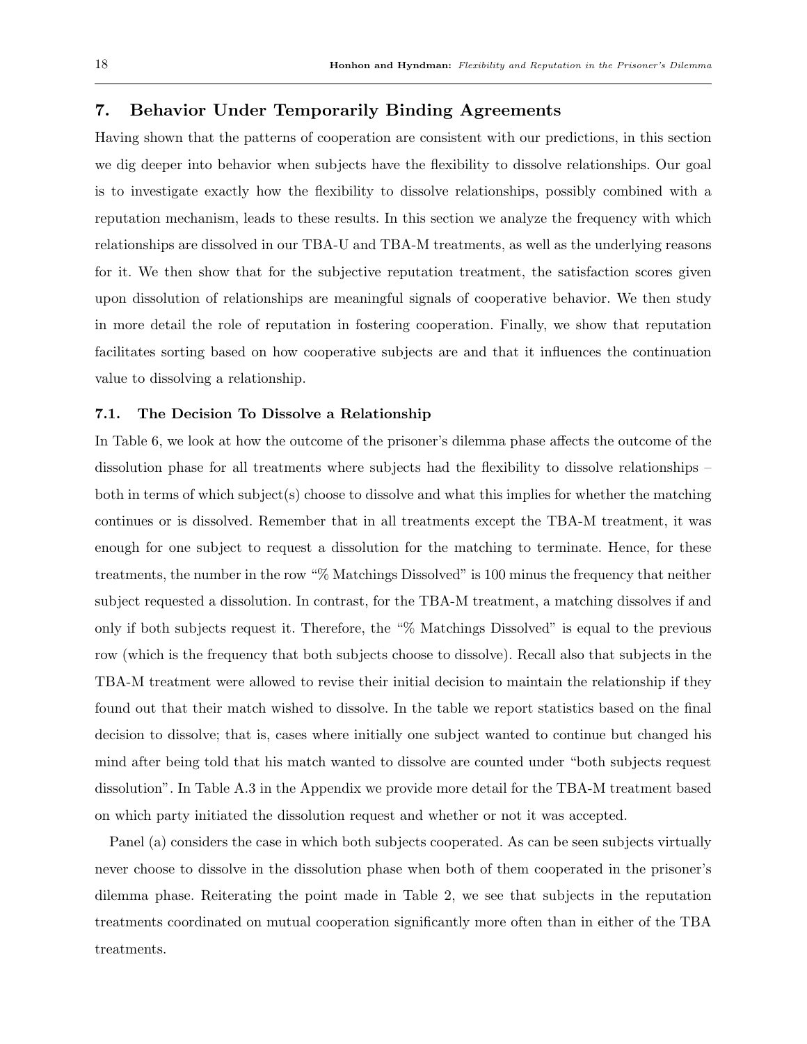## 7. Behavior Under Temporarily Binding Agreements

Having shown that the patterns of cooperation are consistent with our predictions, in this section we dig deeper into behavior when subjects have the flexibility to dissolve relationships. Our goal is to investigate exactly how the flexibility to dissolve relationships, possibly combined with a reputation mechanism, leads to these results. In this section we analyze the frequency with which relationships are dissolved in our TBA-U and TBA-M treatments, as well as the underlying reasons for it. We then show that for the subjective reputation treatment, the satisfaction scores given upon dissolution of relationships are meaningful signals of cooperative behavior. We then study in more detail the role of reputation in fostering cooperation. Finally, we show that reputation facilitates sorting based on how cooperative subjects are and that it influences the continuation value to dissolving a relationship.

### 7.1. The Decision To Dissolve a Relationship

In Table 6, we look at how the outcome of the prisoner's dilemma phase affects the outcome of the dissolution phase for all treatments where subjects had the flexibility to dissolve relationships – both in terms of which subject(s) choose to dissolve and what this implies for whether the matching continues or is dissolved. Remember that in all treatments except the TBA-M treatment, it was enough for one subject to request a dissolution for the matching to terminate. Hence, for these treatments, the number in the row "% Matchings Dissolved" is 100 minus the frequency that neither subject requested a dissolution. In contrast, for the TBA-M treatment, a matching dissolves if and only if both subjects request it. Therefore, the "% Matchings Dissolved" is equal to the previous row (which is the frequency that both subjects choose to dissolve). Recall also that subjects in the TBA-M treatment were allowed to revise their initial decision to maintain the relationship if they found out that their match wished to dissolve. In the table we report statistics based on the final decision to dissolve; that is, cases where initially one subject wanted to continue but changed his mind after being told that his match wanted to dissolve are counted under "both subjects request dissolution". In Table A.3 in the Appendix we provide more detail for the TBA-M treatment based on which party initiated the dissolution request and whether or not it was accepted.

Panel (a) considers the case in which both subjects cooperated. As can be seen subjects virtually never choose to dissolve in the dissolution phase when both of them cooperated in the prisoner's dilemma phase. Reiterating the point made in Table 2, we see that subjects in the reputation treatments coordinated on mutual cooperation significantly more often than in either of the TBA treatments.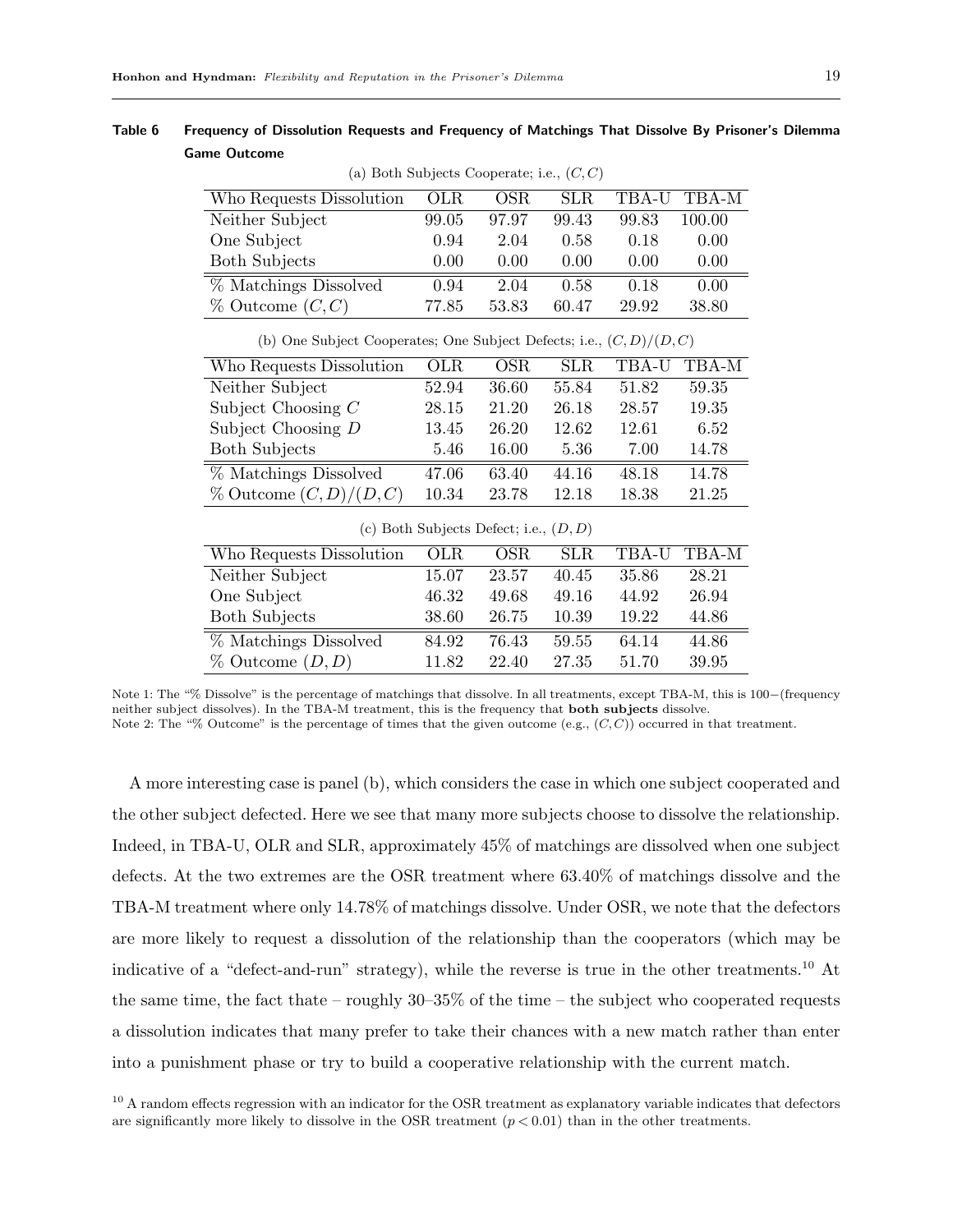**Table 6 Frequency of Dissolution Requests and Frequency of Matchings That Dissolve By Prisoner's Dilemma Game Outcome**

(a) Both Subjects Cooperate; i.e., $(C, C)$

| Who Requests Dissolution | OLR | OSR | SLR | TBA-U | TBA-M |
|---|---|---|---|---|---|
| Neither Subject | 99.05 | 97.97 | 99.43 | 99.83 | 100.00 |
| One Subject | 0.94 | 2.04 | 0.58 | 0.18 | 0.00 |
| Both Subjects | 0.00 | 0.00 | 0.00 | 0.00 | 0.00 |
| % Matchings Dissolved | 0.94 | 2.04 | 0.58 | 0.18 | 0.00 |
| % Outcome $(C, C)$ | 77.85 | 53.83 | 60.47 | 29.92 | 38.80 |

(b) One Subject Cooperates; One Subject Defects; i.e., $(C, D)/(D, C)$

| Who Requests Dissolution | OLR | OSR | SLR | TBA-U | TBA-M |
|---|---|---|---|---|---|
| Neither Subject | 52.94 | 36.60 | 55.84 | 51.82 | 59.35 |
| Subject Choosing $C$ | 28.15 | 21.20 | 26.18 | 28.57 | 19.35 |
| Subject Choosing $D$ | 13.45 | 26.20 | 12.62 | 12.61 | 6.52 |
| Both Subjects | 5.46 | 16.00 | 5.36 | 7.00 | 14.78 |
| % Matchings Dissolved | 47.06 | 63.40 | 44.16 | 48.18 | 14.78 |
| % Outcome $(C, D)/(D, C)$ | 10.34 | 23.78 | 12.18 | 18.38 | 21.25 |

(c) Both Subjects Defect; i.e., $(D, D)$

| Who Requests Dissolution | OLR | OSR | SLR | TBA-U | TBA-M |
|---|---|---|---|---|---|
| Neither Subject | 15.07 | 23.57 | 40.45 | 35.86 | 28.21 |
| One Subject | 46.32 | 49.68 | 49.16 | 44.92 | 26.94 |
| Both Subjects | 38.60 | 26.75 | 10.39 | 19.22 | 44.86 |
| % Matchings Dissolved | 84.92 | 76.43 | 59.55 | 64.14 | 44.86 |
| % Outcome $(D, D)$ | 11.82 | 22.40 | 27.35 | 51.70 | 39.95 |

Note 1: The "% Dissolve" is the percentage of matchings that dissolve. In all treatments, except TBA-M, this is 100−(frequency neither subject dissolves). In the TBA-M treatment, this is the frequency that **both subjects** dissolve.
Note 2: The "% Outcome" is the percentage of times that the given outcome (e.g., $(C, C)$) occurred in that treatment.

A more interesting case is panel (b), which considers the case in which one subject cooperated and the other subject defected. Here we see that many more subjects choose to dissolve the relationship. Indeed, in TBA-U, OLR and SLR, approximately 45% of matchings are dissolved when one subject defects. At the two extremes are the OSR treatment where 63.40% of matchings dissolve and the TBA-M treatment where only 14.78% of matchings dissolve. Under OSR, we note that the defectors are more likely to request a dissolution of the relationship than the cooperators (which may be indicative of a "defect-and-run" strategy), while the reverse is true in the other treatments.[10] At the same time, the fact thate – roughly 30–35% of the time – the subject who cooperated requests a dissolution indicates that many prefer to take their chances with a new match rather than enter into a punishment phase or try to build a cooperative relationship with the current match.

[10] A random effects regression with an indicator for the OSR treatment as explanatory variable indicates that defectors are significantly more likely to dissolve in the OSR treatment ($p < 0.01$) than in the other treatments.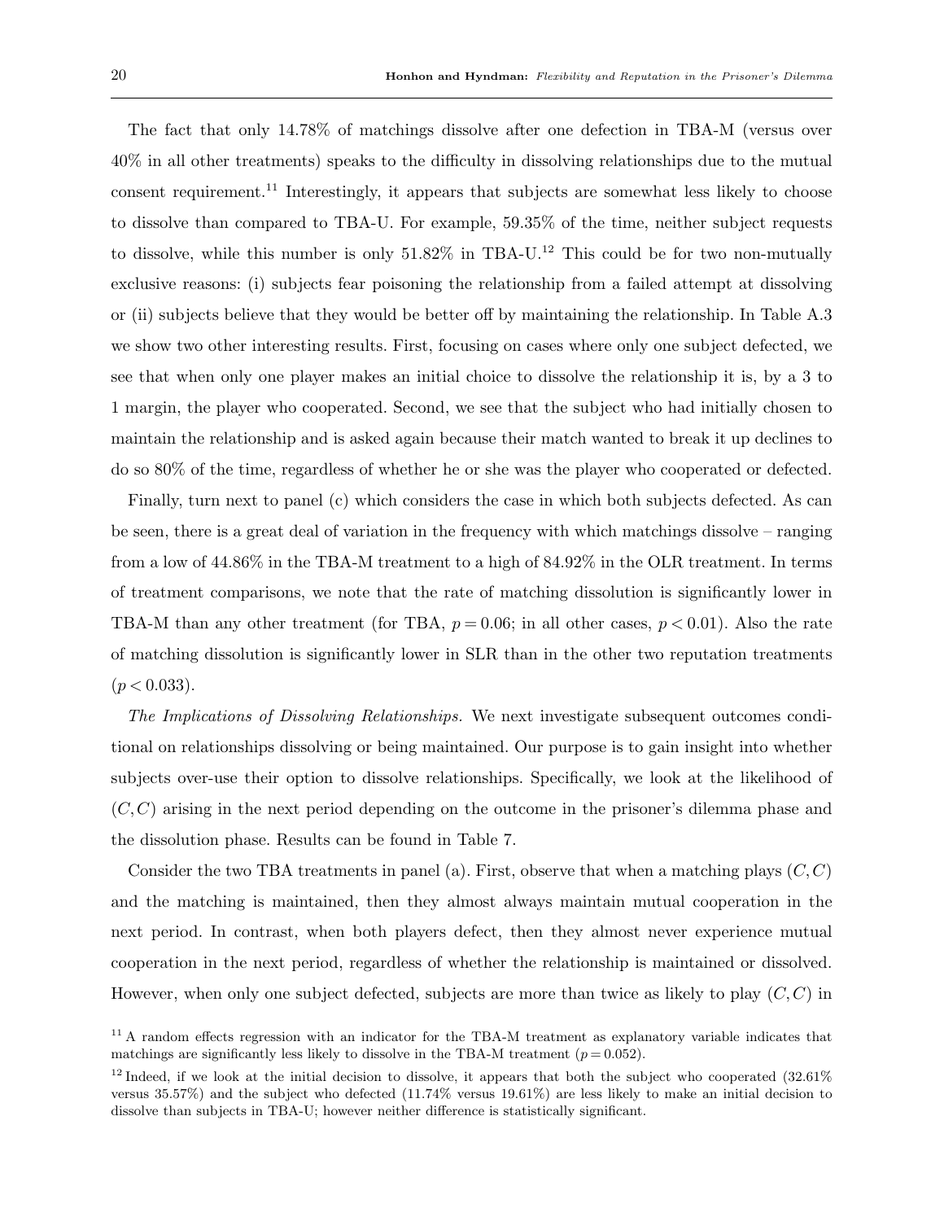The fact that only 14.78% of matchings dissolve after one defection in TBA-M (versus over 40% in all other treatments) speaks to the difficulty in dissolving relationships due to the mutual consent requirement.[11] Interestingly, it appears that subjects are somewhat less likely to choose to dissolve than compared to TBA-U. For example, 59.35% of the time, neither subject requests to dissolve, while this number is only 51.82% in TBA-U.[12] This could be for two non-mutually exclusive reasons: (i) subjects fear poisoning the relationship from a failed attempt at dissolving or (ii) subjects believe that they would be better off by maintaining the relationship. In Table A.3 we show two other interesting results. First, focusing on cases where only one subject defected, we see that when only one player makes an initial choice to dissolve the relationship it is, by a 3 to 1 margin, the player who cooperated. Second, we see that the subject who had initially chosen to maintain the relationship and is asked again because their match wanted to break it up declines to do so 80% of the time, regardless of whether he or she was the player who cooperated or defected.

Finally, turn next to panel (c) which considers the case in which both subjects defected. As can be seen, there is a great deal of variation in the frequency with which matchings dissolve – ranging from a low of 44.86% in the TBA-M treatment to a high of 84.92% in the OLR treatment. In terms of treatment comparisons, we note that the rate of matching dissolution is significantly lower in TBA-M than any other treatment (for TBA, $p = 0.06$; in all other cases, $p < 0.01$). Also the rate of matching dissolution is significantly lower in SLR than in the other two reputation treatments ($p < 0.033$).

*The Implications of Dissolving Relationships.* We next investigate subsequent outcomes conditional on relationships dissolving or being maintained. Our purpose is to gain insight into whether subjects over-use their option to dissolve relationships. Specifically, we look at the likelihood of $(C, C)$ arising in the next period depending on the outcome in the prisoner's dilemma phase and the dissolution phase. Results can be found in Table 7.

Consider the two TBA treatments in panel (a). First, observe that when a matching plays $(C, C)$ and the matching is maintained, then they almost always maintain mutual cooperation in the next period. In contrast, when both players defect, then they almost never experience mutual cooperation in the next period, regardless of whether the relationship is maintained or dissolved. However, when only one subject defected, subjects are more than twice as likely to play $(C, C)$ in

[11] A random effects regression with an indicator for the TBA-M treatment as explanatory variable indicates that matchings are significantly less likely to dissolve in the TBA-M treatment ($p = 0.052$).

[12] Indeed, if we look at the initial decision to dissolve, it appears that both the subject who cooperated (32.61% versus 35.57%) and the subject who defected (11.74% versus 19.61%) are less likely to make an initial decision to dissolve than subjects in TBA-U; however neither difference is statistically significant.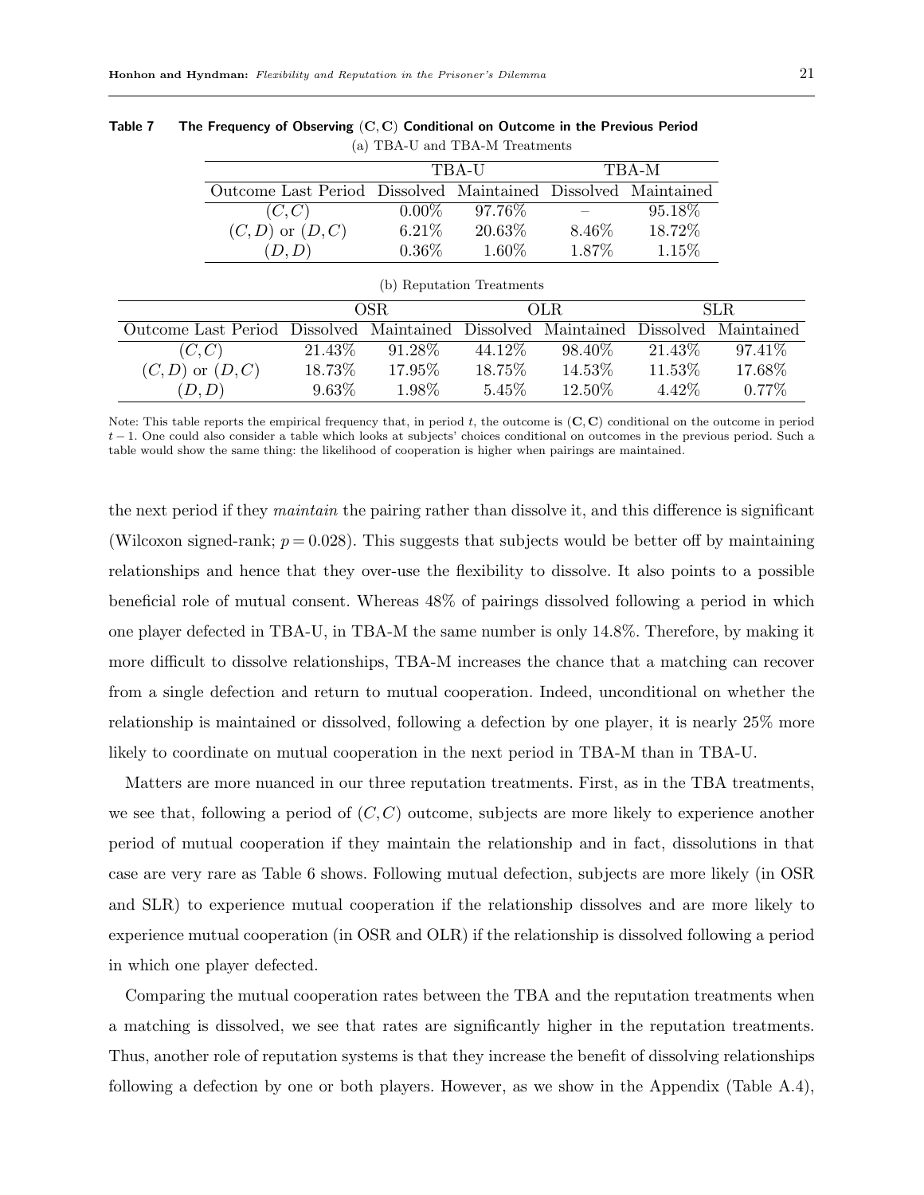**Table 7 The Frequency of Observing $(\mathbf{C}, \mathbf{C})$ Conditional on Outcome in the Previous Period**

(a) TBA-U and TBA-M Treatments

| | TBA-U | | TBA-M | |
|---|---|---|---|---|
| Outcome Last Period | Dissolved | Maintained | Dissolved | Maintained |
| $(C, C)$ | 0.00% | 97.76% | – | 95.18% |
| $(C, D)$ or $(D, C)$ | 6.21% | 20.63% | 8.46% | 18.72% |
| $(D, D)$ | 0.36% | 1.60% | 1.87% | 1.15% |

(b) Reputation Treatments

| | OSR | | OLR | | SLR | |
|---|---|---|---|---|---|---|
| Outcome Last Period | Dissolved | Maintained | Dissolved | Maintained | Dissolved | Maintained |
| $(C, C)$ | 21.43% | 91.28% | 44.12% | 98.40% | 21.43% | 97.41% |
| $(C, D)$ or $(D, C)$ | 18.73% | 17.95% | 18.75% | 14.53% | 11.53% | 17.68% |
| $(D, D)$ | 9.63% | 1.98% | 5.45% | 12.50% | 4.42% | 0.77% |

Note: This table reports the empirical frequency that, in period $t$, the outcome is $(\mathbf{C}, \mathbf{C})$ conditional on the outcome in period $t-1$. One could also consider a table which looks at subjects' choices conditional on outcomes in the previous period. Such a table would show the same thing: the likelihood of cooperation is higher when pairings are maintained.

the next period if they *maintain* the pairing rather than dissolve it, and this difference is significant (Wilcoxon signed-rank; $p = 0.028$). This suggests that subjects would be better off by maintaining relationships and hence that they over-use the flexibility to dissolve. It also points to a possible beneficial role of mutual consent. Whereas 48% of pairings dissolved following a period in which one player defected in TBA-U, in TBA-M the same number is only 14.8%. Therefore, by making it more difficult to dissolve relationships, TBA-M increases the chance that a matching can recover from a single defection and return to mutual cooperation. Indeed, unconditional on whether the relationship is maintained or dissolved, following a defection by one player, it is nearly 25% more likely to coordinate on mutual cooperation in the next period in TBA-M than in TBA-U.

Matters are more nuanced in our three reputation treatments. First, as in the TBA treatments, we see that, following a period of $(C, C)$ outcome, subjects are more likely to experience another period of mutual cooperation if they maintain the relationship and in fact, dissolutions in that case are very rare as Table 6 shows. Following mutual defection, subjects are more likely (in OSR and SLR) to experience mutual cooperation if the relationship dissolves and are more likely to experience mutual cooperation (in OSR and OLR) if the relationship is dissolved following a period in which one player defected.

Comparing the mutual cooperation rates between the TBA and the reputation treatments when a matching is dissolved, we see that rates are significantly higher in the reputation treatments. Thus, another role of reputation systems is that they increase the benefit of dissolving relationships following a defection by one or both players. However, as we show in the Appendix (Table A.4),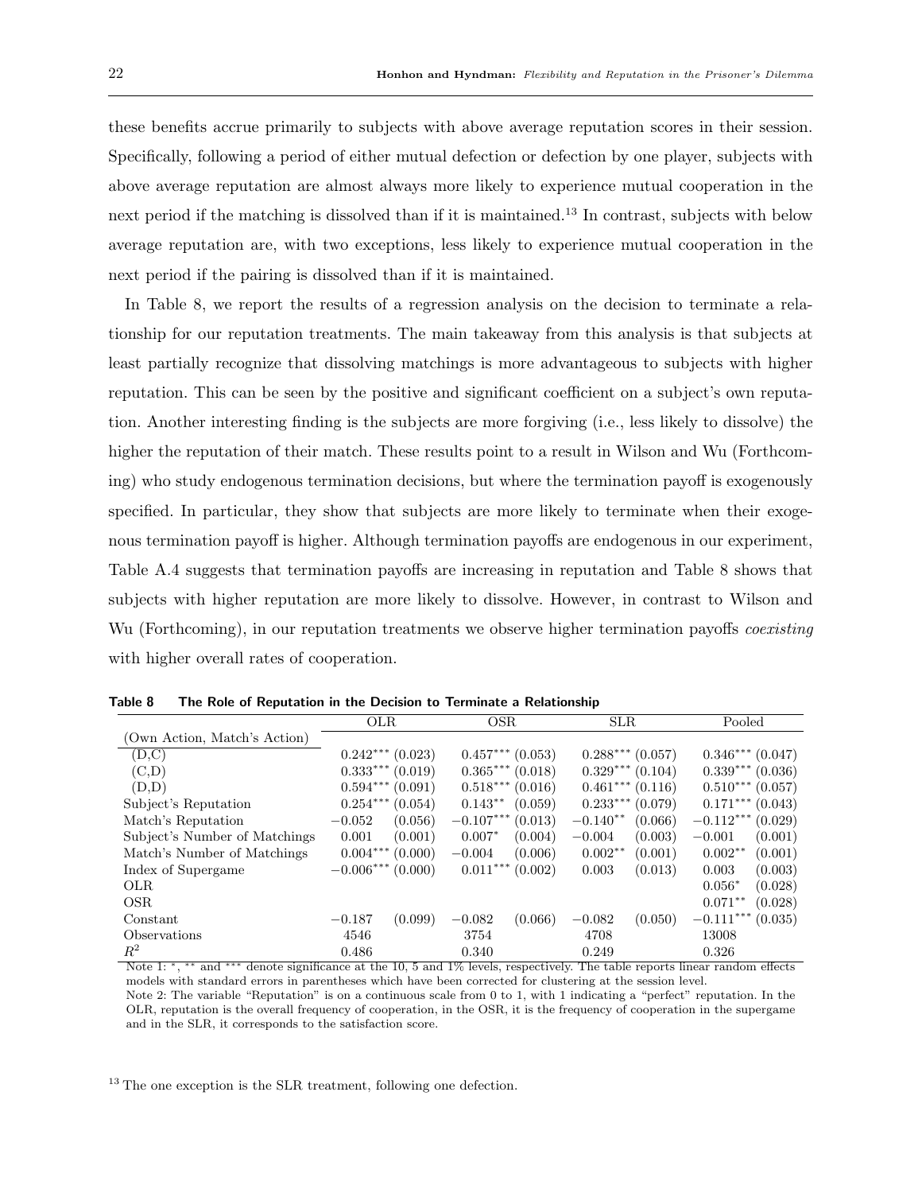these benefits accrue primarily to subjects with above average reputation scores in their session. Specifically, following a period of either mutual defection or defection by one player, subjects with above average reputation are almost always more likely to experience mutual cooperation in the next period if the matching is dissolved than if it is maintained.[13] In contrast, subjects with below average reputation are, with two exceptions, less likely to experience mutual cooperation in the next period if the pairing is dissolved than if it is maintained.

In Table 8, we report the results of a regression analysis on the decision to terminate a relationship for our reputation treatments. The main takeaway from this analysis is that subjects at least partially recognize that dissolving matchings is more advantageous to subjects with higher reputation. This can be seen by the positive and significant coefficient on a subject's own reputation. Another interesting finding is the subjects are more forgiving (i.e., less likely to dissolve) the higher the reputation of their match. These results point to a result in Wilson and Wu (Forthcoming) who study endogenous termination decisions, but where the termination payoff is exogenously specified. In particular, they show that subjects are more likely to terminate when their exogenous termination payoff is higher. Although termination payoffs are endogenous in our experiment, Table A.4 suggests that termination payoffs are increasing in reputation and Table 8 shows that subjects with higher reputation are more likely to dissolve. However, in contrast to Wilson and Wu (Forthcoming), in our reputation treatments we observe higher termination payoffs *coexisting* with higher overall rates of cooperation.

**Table 8 The Role of Reputation in the Decision to Terminate a Relationship**

| | OLR | | OSR | | SLR | | Pooled | |
|---|---|---|---|---|---|---|---|---|
| (Own Action, Match's Action) | | | | | | | | |
| (D,C) | $0.242^{***}$ | (0.023) | $0.457^{***}$ | (0.053) | $0.288^{***}$ | (0.057) | $0.346^{***}$ | (0.047) |
| (C,D) | $0.333^{***}$ | (0.019) | $0.365^{***}$ | (0.018) | $0.329^{***}$ | (0.104) | $0.339^{***}$ | (0.036) |
| (D,D) | $0.594^{***}$ | (0.091) | $0.518^{***}$ | (0.016) | $0.461^{***}$ | (0.116) | $0.510^{***}$ | (0.057) |
| Subject's Reputation | $0.254^{***}$ | (0.054) | $0.143^{**}$ | (0.059) | $0.233^{***}$ | (0.079) | $0.171^{***}$ | (0.043) |
| Match's Reputation | $-0.052$ | (0.056) | $-0.107^{***}$ | (0.013) | $-0.140^{**}$ | (0.066) | $-0.112^{***}$ | (0.029) |
| Subject's Number of Matchings | 0.001 | (0.001) | $0.007^{*}$ | (0.004) | $-0.004$ | (0.003) | $-0.001$ | (0.001) |
| Match's Number of Matchings | $0.004^{***}$ | (0.000) | $-0.004$ | (0.006) | $0.002^{**}$ | (0.001) | $0.002^{**}$ | (0.001) |
| Index of Supergame | $-0.006^{***}$ | (0.000) | $0.011^{***}$ | (0.002) | 0.003 | (0.013) | 0.003 | (0.003) |
| OLR | | | | | | | $0.056^{*}$ | (0.028) |
| OSR | | | | | | | $0.071^{**}$ | (0.028) |
| Constant | $-0.187$ | (0.099) | $-0.082$ | (0.066) | $-0.082$ | (0.050) | $-0.111^{***}$ | (0.035) |
| Observations | 4546 | | 3754 | | 4708 | | 13008 | |
| $R^2$ | 0.486 | | 0.340 | | 0.249 | | 0.326 | |

Note 1: *, ** and *** denote significance at the 10, 5 and 1% levels, respectively. The table reports linear random effects models with standard errors in parentheses which have been corrected for clustering at the session level.
Note 2: The variable "Reputation" is on a continuous scale from 0 to 1, with 1 indicating a "perfect" reputation. In the OLR, reputation is the overall frequency of cooperation, in the OSR, it is the frequency of cooperation in the supergame and in the SLR, it corresponds to the satisfaction score.

[13] The one exception is the SLR treatment, following one defection.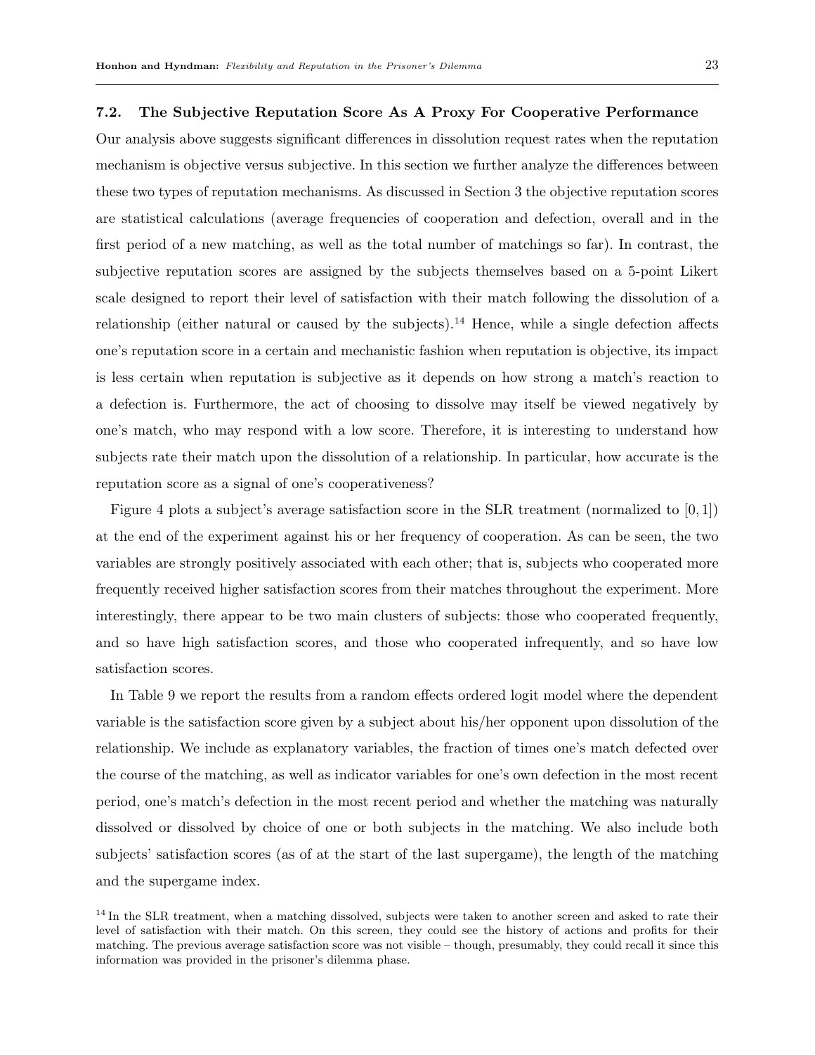### 7.2. The Subjective Reputation Score As A Proxy For Cooperative Performance

Our analysis above suggests significant differences in dissolution request rates when the reputation mechanism is objective versus subjective. In this section we further analyze the differences between these two types of reputation mechanisms. As discussed in Section 3 the objective reputation scores are statistical calculations (average frequencies of cooperation and defection, overall and in the first period of a new matching, as well as the total number of matchings so far). In contrast, the subjective reputation scores are assigned by the subjects themselves based on a 5-point Likert scale designed to report their level of satisfaction with their match following the dissolution of a relationship (either natural or caused by the subjects).[14] Hence, while a single defection affects one's reputation score in a certain and mechanistic fashion when reputation is objective, its impact is less certain when reputation is subjective as it depends on how strong a match's reaction to a defection is. Furthermore, the act of choosing to dissolve may itself be viewed negatively by one's match, who may respond with a low score. Therefore, it is interesting to understand how subjects rate their match upon the dissolution of a relationship. In particular, how accurate is the reputation score as a signal of one's cooperativeness?

Figure 4 plots a subject's average satisfaction score in the SLR treatment (normalized to $[0, 1]$) at the end of the experiment against his or her frequency of cooperation. As can be seen, the two variables are strongly positively associated with each other; that is, subjects who cooperated more frequently received higher satisfaction scores from their matches throughout the experiment. More interestingly, there appear to be two main clusters of subjects: those who cooperated frequently, and so have high satisfaction scores, and those who cooperated infrequently, and so have low satisfaction scores.

In Table 9 we report the results from a random effects ordered logit model where the dependent variable is the satisfaction score given by a subject about his/her opponent upon dissolution of the relationship. We include as explanatory variables, the fraction of times one's match defected over the course of the matching, as well as indicator variables for one's own defection in the most recent period, one's match's defection in the most recent period and whether the matching was naturally dissolved or dissolved by choice of one or both subjects in the matching. We also include both subjects' satisfaction scores (as of at the start of the last supergame), the length of the matching and the supergame index.

[14] In the SLR treatment, when a matching dissolved, subjects were taken to another screen and asked to rate their level of satisfaction with their match. On this screen, they could see the history of actions and profits for their matching. The previous average satisfaction score was not visible – though, presumably, they could recall it since this information was provided in the prisoner's dilemma phase.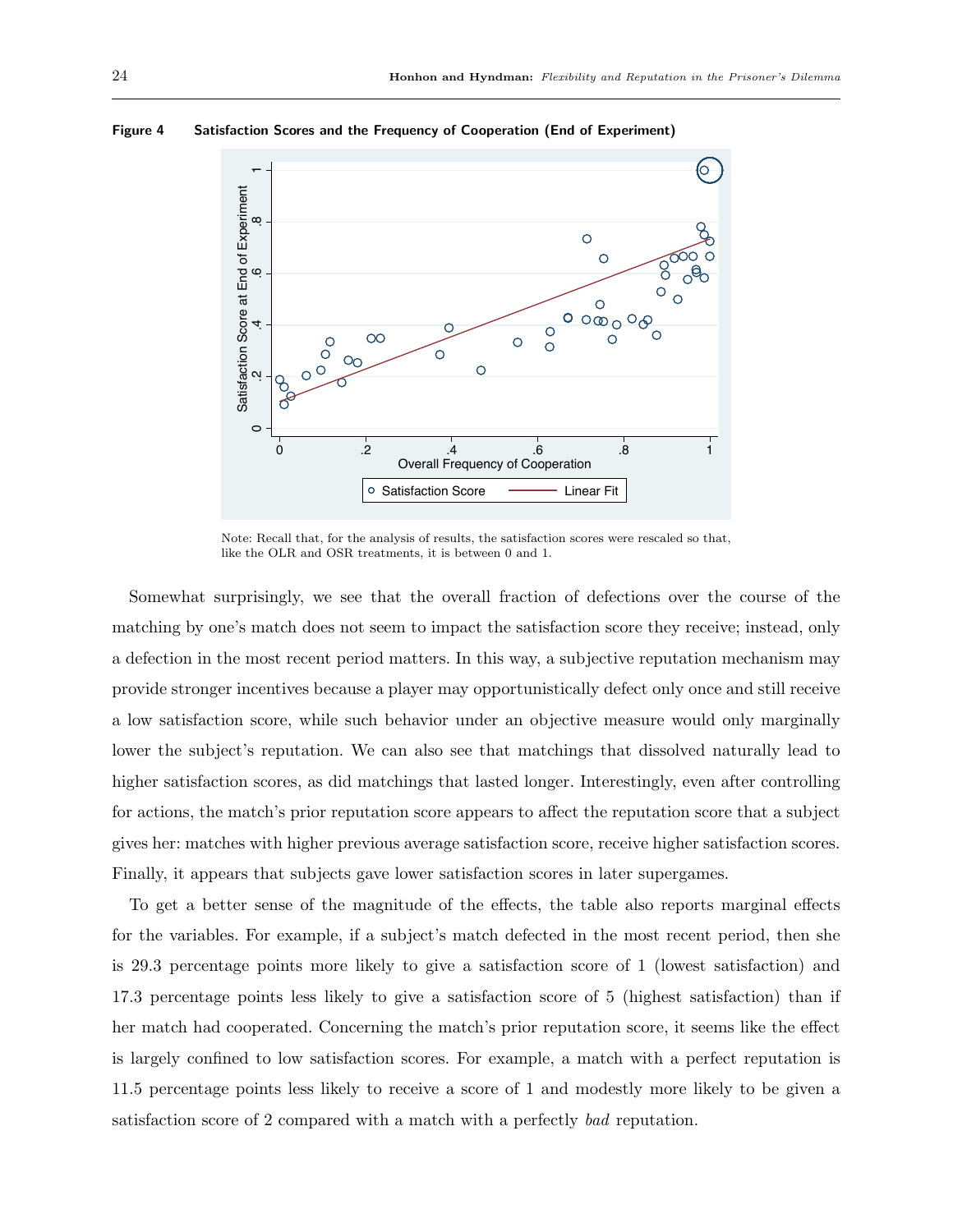**Figure 4** Satisfaction Scores and the Frequency of Cooperation (End of Experiment)

Note: Recall that, for the analysis of results, the satisfaction scores were rescaled so that, like the OLR and OSR treatments, it is between 0 and 1.

Somewhat surprisingly, we see that the overall fraction of defections over the course of the matching by one's match does not seem to impact the satisfaction score they receive; instead, only a defection in the most recent period matters. In this way, a subjective reputation mechanism may provide stronger incentives because a player may opportunistically defect only once and still receive a low satisfaction score, while such behavior under an objective measure would only marginally lower the subject's reputation. We can also see that matchings that dissolved naturally lead to higher satisfaction scores, as did matchings that lasted longer. Interestingly, even after controlling for actions, the match's prior reputation score appears to affect the reputation score that a subject gives her: matches with higher previous average satisfaction score, receive higher satisfaction scores. Finally, it appears that subjects gave lower satisfaction scores in later supergames.

To get a better sense of the magnitude of the effects, the table also reports marginal effects for the variables. For example, if a subject's match defected in the most recent period, then she is 29.3 percentage points more likely to give a satisfaction score of 1 (lowest satisfaction) and 17.3 percentage points less likely to give a satisfaction score of 5 (highest satisfaction) than if her match had cooperated. Concerning the match's prior reputation score, it seems like the effect is largely confined to low satisfaction scores. For example, a match with a perfect reputation is 11.5 percentage points less likely to receive a score of 1 and modestly more likely to be given a satisfaction score of 2 compared with a match with a perfectly *bad* reputation.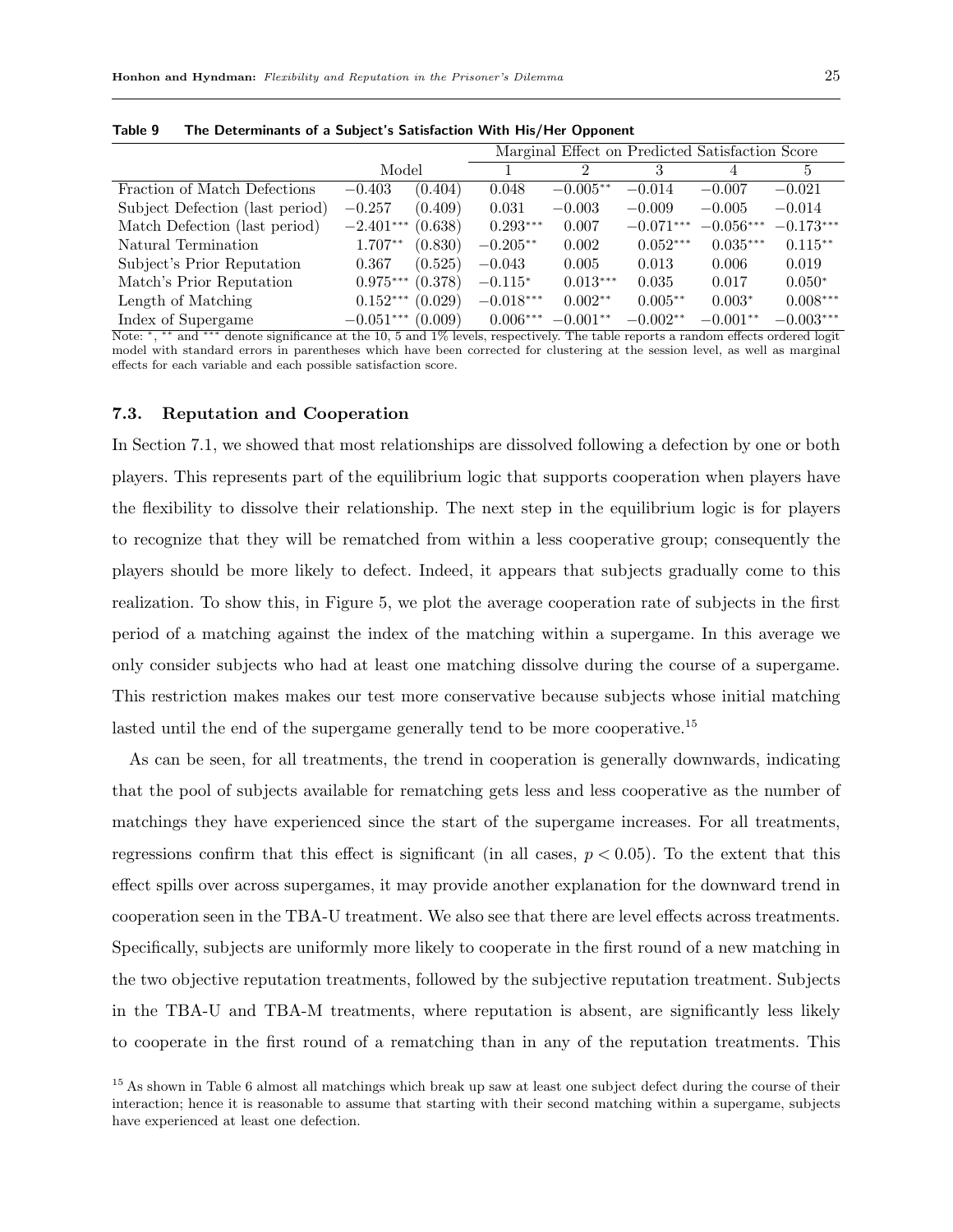**Table 9 The Determinants of a Subject's Satisfaction With His/Her Opponent**

| | Model | | Marginal Effect on Predicted Satisfaction Score | | | | |
|---|---|---|---|---|---|---|---|
| | | | 1 | 2 | 3 | 4 | 5 |
| Fraction of Match Defections | $-0.403$ | (0.404) | 0.048 | $-0.005^{**}$ | $-0.014$ | $-0.007$ | $-0.021$ |
| Subject Defection (last period) | $-0.257$ | (0.409) | 0.031 | $-0.003$ | $-0.009$ | $-0.005$ | $-0.014$ |
| Match Defection (last period) | $-2.401^{***}$ | (0.638) | $0.293^{***}$ | 0.007 | $-0.071^{***}$ | $-0.056^{***}$ | $-0.173^{***}$ |
| Natural Termination | $1.707^{**}$ | (0.830) | $-0.205^{**}$ | 0.002 | $0.052^{***}$ | $0.035^{***}$ | $0.115^{**}$ |
| Subject's Prior Reputation | 0.367 | (0.525) | $-0.043$ | 0.005 | 0.013 | 0.006 | 0.019 |
| Match's Prior Reputation | $0.975^{***}$ | (0.378) | $-0.115^{*}$ | $0.013^{***}$ | 0.035 | 0.017 | $0.050^{*}$ |
| Length of Matching | $0.152^{***}$ | (0.029) | $-0.018^{***}$ | $0.002^{**}$ | $0.005^{**}$ | $0.003^{*}$ | $0.008^{***}$ |
| Index of Supergame | $-0.051^{***}$ | (0.009) | $0.006^{***}$ | $-0.001^{**}$ | $-0.002^{**}$ | $-0.001^{**}$ | $-0.003^{***}$ |

Note: *, ** and *** denote significance at the 10, 5 and 1% levels, respectively. The table reports a random effects ordered logit model with standard errors in parentheses which have been corrected for clustering at the session level, as well as marginal effects for each variable and each possible satisfaction score.

### 7.3. Reputation and Cooperation

In Section 7.1, we showed that most relationships are dissolved following a defection by one or both players. This represents part of the equilibrium logic that supports cooperation when players have the flexibility to dissolve their relationship. The next step in the equilibrium logic is for players to recognize that they will be rematched from within a less cooperative group; consequently the players should be more likely to defect. Indeed, it appears that subjects gradually come to this realization. To show this, in Figure 5, we plot the average cooperation rate of subjects in the first period of a matching against the index of the matching within a supergame. In this average we only consider subjects who had at least one matching dissolve during the course of a supergame. This restriction makes makes our test more conservative because subjects whose initial matching lasted until the end of the supergame generally tend to be more cooperative.[15]

As can be seen, for all treatments, the trend in cooperation is generally downwards, indicating that the pool of subjects available for rematching gets less and less cooperative as the number of matchings they have experienced since the start of the supergame increases. For all treatments, regressions confirm that this effect is significant (in all cases, $p < 0.05$). To the extent that this effect spills over across supergames, it may provide another explanation for the downward trend in cooperation seen in the TBA-U treatment. We also see that there are level effects across treatments. Specifically, subjects are uniformly more likely to cooperate in the first round of a new matching in the two objective reputation treatments, followed by the subjective reputation treatment. Subjects in the TBA-U and TBA-M treatments, where reputation is absent, are significantly less likely to cooperate in the first round of a rematching than in any of the reputation treatments. This

[15] As shown in Table 6 almost all matchings which break up saw at least one subject defect during the course of their interaction; hence it is reasonable to assume that starting with their second matching within a supergame, subjects have experienced at least one defection.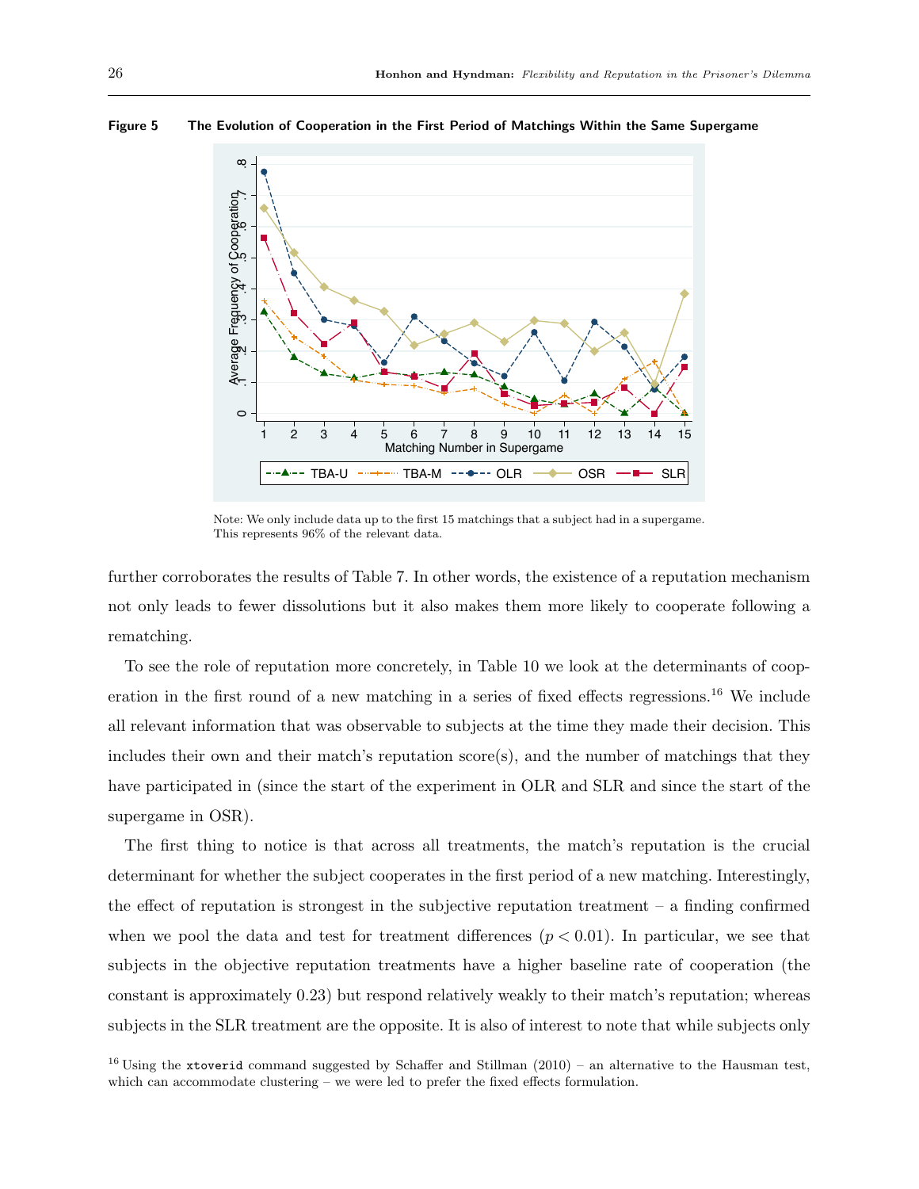**Figure 5** The Evolution of Cooperation in the First Period of Matchings Within the Same Supergame

Note: We only include data up to the first 15 matchings that a subject had in a supergame. This represents 96% of the relevant data.

further corroborates the results of Table 7. In other words, the existence of a reputation mechanism not only leads to fewer dissolutions but it also makes them more likely to cooperate following a rematching.

To see the role of reputation more concretely, in Table 10 we look at the determinants of cooperation in the first round of a new matching in a series of fixed effects regressions.[16] We include all relevant information that was observable to subjects at the time they made their decision. This includes their own and their match's reputation score(s), and the number of matchings that they have participated in (since the start of the experiment in OLR and SLR and since the start of the supergame in OSR).

The first thing to notice is that across all treatments, the match's reputation is the crucial determinant for whether the subject cooperates in the first period of a new matching. Interestingly, the effect of reputation is strongest in the subjective reputation treatment – a finding confirmed when we pool the data and test for treatment differences ($p < 0.01$). In particular, we see that subjects in the objective reputation treatments have a higher baseline rate of cooperation (the constant is approximately 0.23) but respond relatively weakly to their match's reputation; whereas subjects in the SLR treatment are the opposite. It is also of interest to note that while subjects only

[16] Using the `xtoverid` command suggested by Schaffer and Stillman (2010) – an alternative to the Hausman test, which can accommodate clustering – we were led to prefer the fixed effects formulation.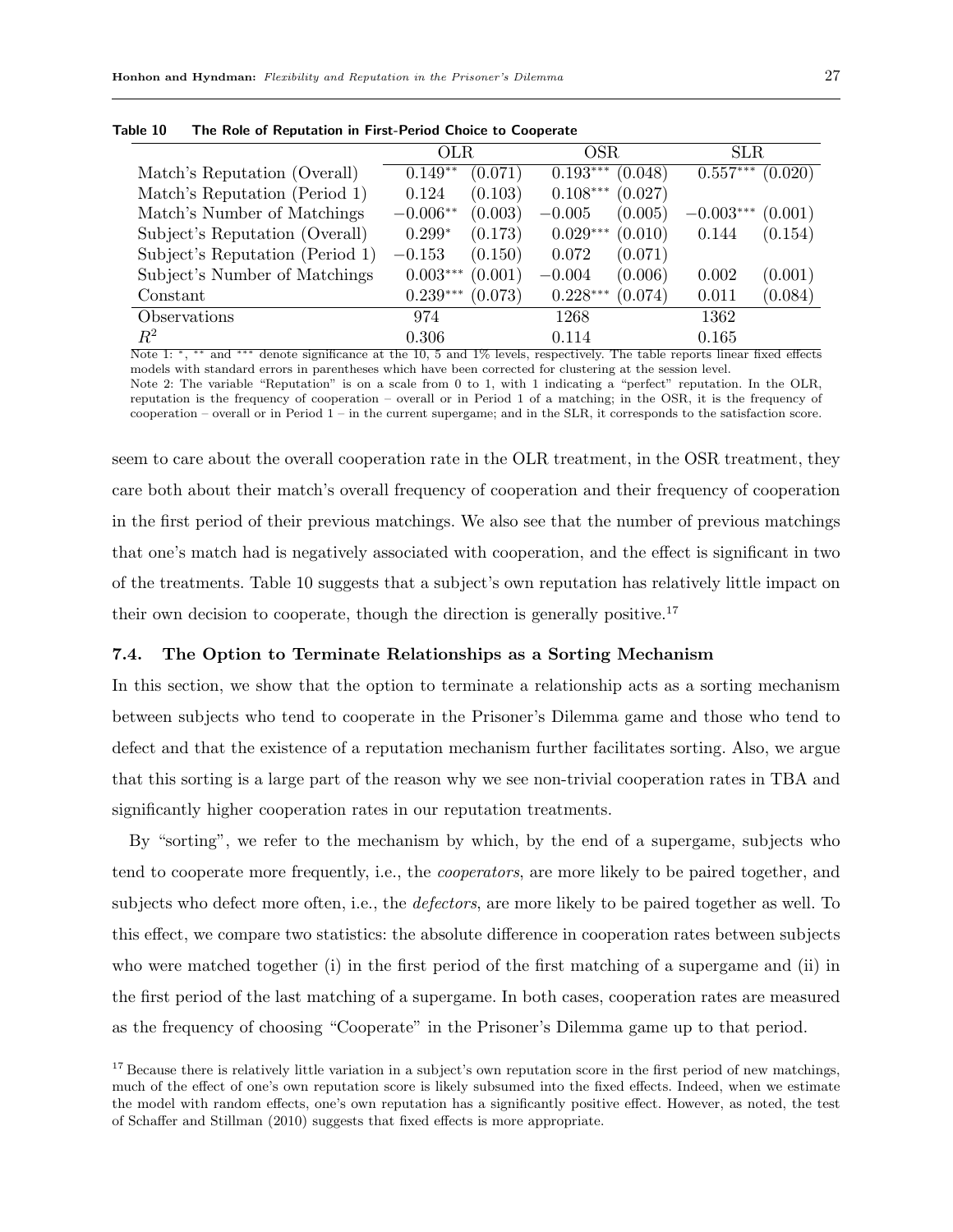**Table 10 The Role of Reputation in First-Period Choice to Cooperate**

| | OLR | | OSR | | SLR | |
|---|---|---|---|---|---|---|
| Match's Reputation (Overall) | $0.149^{**}$ | (0.071) | $0.193^{***}$ | (0.048) | $0.557^{***}$ | (0.020) |
| Match's Reputation (Period 1) | 0.124 | (0.103) | $0.108^{***}$ | (0.027) | | |
| Match's Number of Matchings | $-0.006^{**}$ | (0.003) | $-0.005$ | (0.005) | $-0.003^{***}$ | (0.001) |
| Subject's Reputation (Overall) | $0.299^{*}$ | (0.173) | $0.029^{***}$ | (0.010) | 0.144 | (0.154) |
| Subject's Reputation (Period 1) | $-0.153$ | (0.150) | 0.072 | (0.071) | | |
| Subject's Number of Matchings | $0.003^{***}$ | (0.001) | $-0.004$ | (0.006) | 0.002 | (0.001) |
| Constant | $0.239^{***}$ | (0.073) | $0.228^{***}$ | (0.074) | 0.011 | (0.084) |
| Observations | 974 | | 1268 | | 1362 | |
| $R^2$ | 0.306 | | 0.114 | | 0.165 | |

Note 1: *, ** and *** denote significance at the 10, 5 and 1% levels, respectively. The table reports linear fixed effects models with standard errors in parentheses which have been corrected for clustering at the session level.
Note 2: The variable "Reputation" is on a scale from 0 to 1, with 1 indicating a "perfect" reputation. In the OLR, reputation is the frequency of cooperation – overall or in Period 1 of a matching; in the OSR, it is the frequency of cooperation – overall or in Period 1 – in the current supergame; and in the SLR, it corresponds to the satisfaction score.

seem to care about the overall cooperation rate in the OLR treatment, in the OSR treatment, they care both about their match's overall frequency of cooperation and their frequency of cooperation in the first period of their previous matchings. We also see that the number of previous matchings that one's match had is negatively associated with cooperation, and the effect is significant in two of the treatments. Table 10 suggests that a subject's own reputation has relatively little impact on their own decision to cooperate, though the direction is generally positive.[17]

### 7.4. The Option to Terminate Relationships as a Sorting Mechanism

In this section, we show that the option to terminate a relationship acts as a sorting mechanism between subjects who tend to cooperate in the Prisoner's Dilemma game and those who tend to defect and that the existence of a reputation mechanism further facilitates sorting. Also, we argue that this sorting is a large part of the reason why we see non-trivial cooperation rates in TBA and significantly higher cooperation rates in our reputation treatments.

By "sorting", we refer to the mechanism by which, by the end of a supergame, subjects who tend to cooperate more frequently, i.e., the *cooperators*, are more likely to be paired together, and subjects who defect more often, i.e., the *defectors*, are more likely to be paired together as well. To this effect, we compare two statistics: the absolute difference in cooperation rates between subjects who were matched together (i) in the first period of the first matching of a supergame and (ii) in the first period of the last matching of a supergame. In both cases, cooperation rates are measured as the frequency of choosing "Cooperate" in the Prisoner's Dilemma game up to that period.

[17] Because there is relatively little variation in a subject's own reputation score in the first period of new matchings, much of the effect of one's own reputation score is likely subsumed into the fixed effects. Indeed, when we estimate the model with random effects, one's own reputation has a significantly positive effect. However, as noted, the test of Schaffer and Stillman (2010) suggests that fixed effects is more appropriate.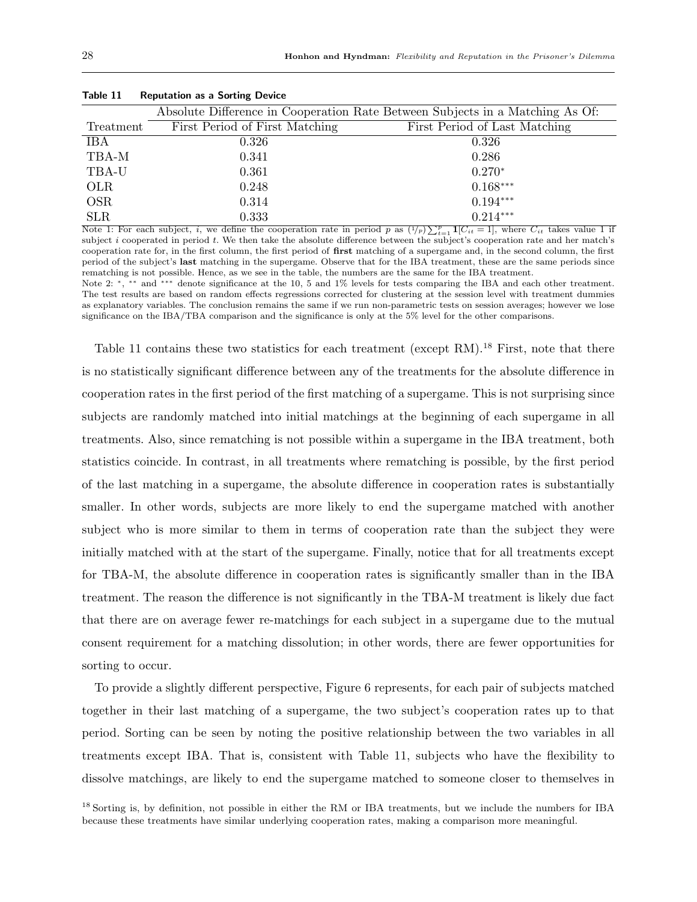**Table 11 Reputation as a Sorting Device**

| | Absolute Difference in Cooperation Rate Between Subjects in a Matching As Of: | |
|---|---|---|
| Treatment | First Period of First Matching | First Period of Last Matching |
| IBA | 0.326 | 0.326 |
| TBA-M | 0.341 | 0.286 |
| TBA-U | 0.361 | $0.270^{*}$ |
| OLR | 0.248 | $0.168^{***}$ |
| OSR | 0.314 | $0.194^{***}$ |
| SLR | 0.333 | $0.214^{***}$ |

Note 1: For each subject, $i$, we define the cooperation rate in period $p$ as $(1/p)\sum_{t=1}^{p} \mathbf{1}[C_{it} = 1]$, where $C_{it}$ takes value 1 if subject $i$ cooperated in period $t$. We then take the absolute difference between the subject's cooperation rate and her match's cooperation rate for, in the first column, the first period of **first** matching of a supergame and, in the second column, the first period of the subject's **last** matching in the supergame. Observe that for the IBA treatment, these are the same periods since rematching is not possible. Hence, as we see in the table, the numbers are the same for the IBA treatment.
Note 2: $^{*}$, $^{**}$ and $^{***}$ denote significance at the 10, 5 and 1% levels for tests comparing the IBA and each other treatment. The test results are based on random effects regressions corrected for clustering at the session level with treatment dummies as explanatory variables. The conclusion remains the same if we run non-parametric tests on session averages; however we lose significance on the IBA/TBA comparison and the significance is only at the 5% level for the other comparisons.

Table 11 contains these two statistics for each treatment (except RM).[18] First, note that there is no statistically significant difference between any of the treatments for the absolute difference in cooperation rates in the first period of the first matching of a supergame. This is not surprising since subjects are randomly matched into initial matchings at the beginning of each supergame in all treatments. Also, since rematching is not possible within a supergame in the IBA treatment, both statistics coincide. In contrast, in all treatments where rematching is possible, by the first period of the last matching in a supergame, the absolute difference in cooperation rates is substantially smaller. In other words, subjects are more likely to end the supergame matched with another subject who is more similar to them in terms of cooperation rate than the subject they were initially matched with at the start of the supergame. Finally, notice that for all treatments except for TBA-M, the absolute difference in cooperation rates is significantly smaller than in the IBA treatment. The reason the difference is not significantly in the TBA-M treatment is likely due fact that there are on average fewer re-matchings for each subject in a supergame due to the mutual consent requirement for a matching dissolution; in other words, there are fewer opportunities for sorting to occur.

To provide a slightly different perspective, Figure 6 represents, for each pair of subjects matched together in their last matching of a supergame, the two subject's cooperation rates up to that period. Sorting can be seen by noting the positive relationship between the two variables in all treatments except IBA. That is, consistent with Table 11, subjects who have the flexibility to dissolve matchings, are likely to end the supergame matched to someone closer to themselves in

[18] Sorting is, by definition, not possible in either the RM or IBA treatments, but we include the numbers for IBA because these treatments have similar underlying cooperation rates, making a comparison more meaningful.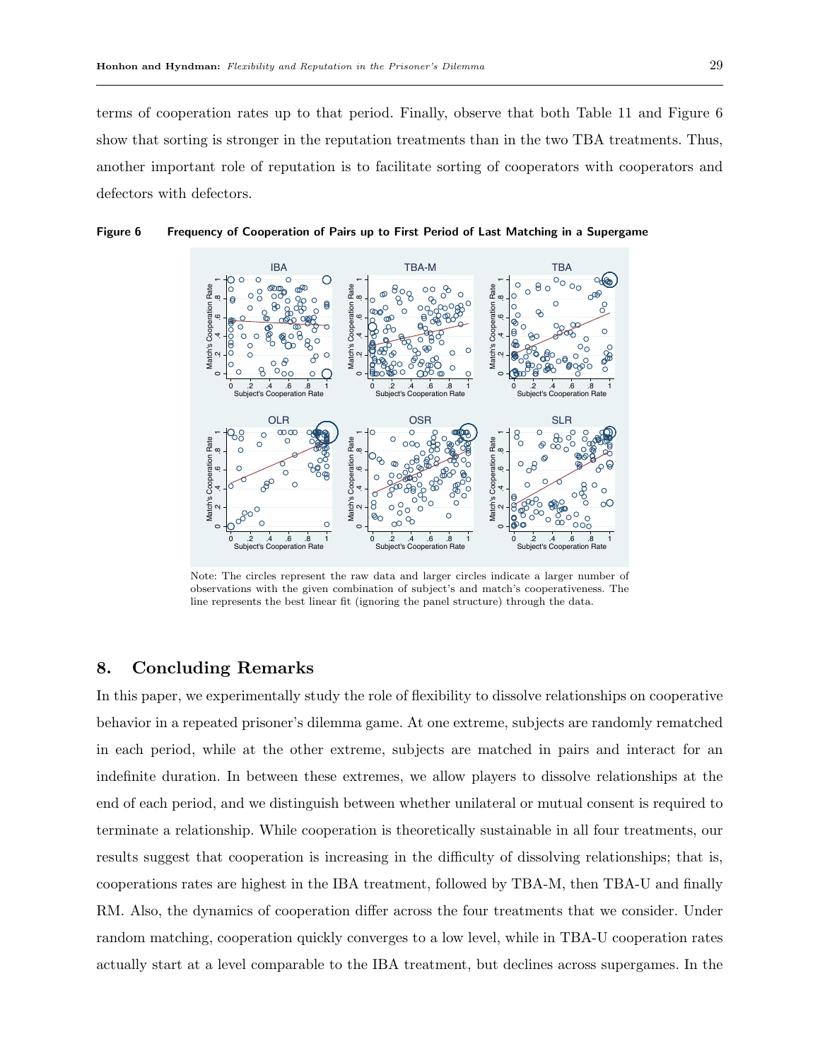terms of cooperation rates up to that period. Finally, observe that both Table 11 and Figure 6 show that sorting is stronger in the reputation treatments than in the two TBA treatments. Thus, another important role of reputation is to facilitate sorting of cooperators with cooperators and defectors with defectors.

**Figure 6 Frequency of Cooperation of Pairs up to First Period of Last Matching in a Supergame**

Note: The circles represent the raw data and larger circles indicate a larger number of observations with the given combination of subject's and match's cooperativeness. The line represents the best linear fit (ignoring the panel structure) through the data.

## 8. Concluding Remarks

In this paper, we experimentally study the role of flexibility to dissolve relationships on cooperative behavior in a repeated prisoner's dilemma game. At one extreme, subjects are randomly rematched in each period, while at the other extreme, subjects are matched in pairs and interact for an indefinite duration. In between these extremes, we allow players to dissolve relationships at the end of each period, and we distinguish between whether unilateral or mutual consent is required to terminate a relationship. While cooperation is theoretically sustainable in all four treatments, our results suggest that cooperation is increasing in the difficulty of dissolving relationships; that is, cooperations rates are highest in the IBA treatment, followed by TBA-M, then TBA-U and finally RM. Also, the dynamics of cooperation differ across the four treatments that we consider. Under random matching, cooperation quickly converges to a low level, while in TBA-U cooperation rates actually start at a level comparable to the IBA treatment, but declines across supergames. In the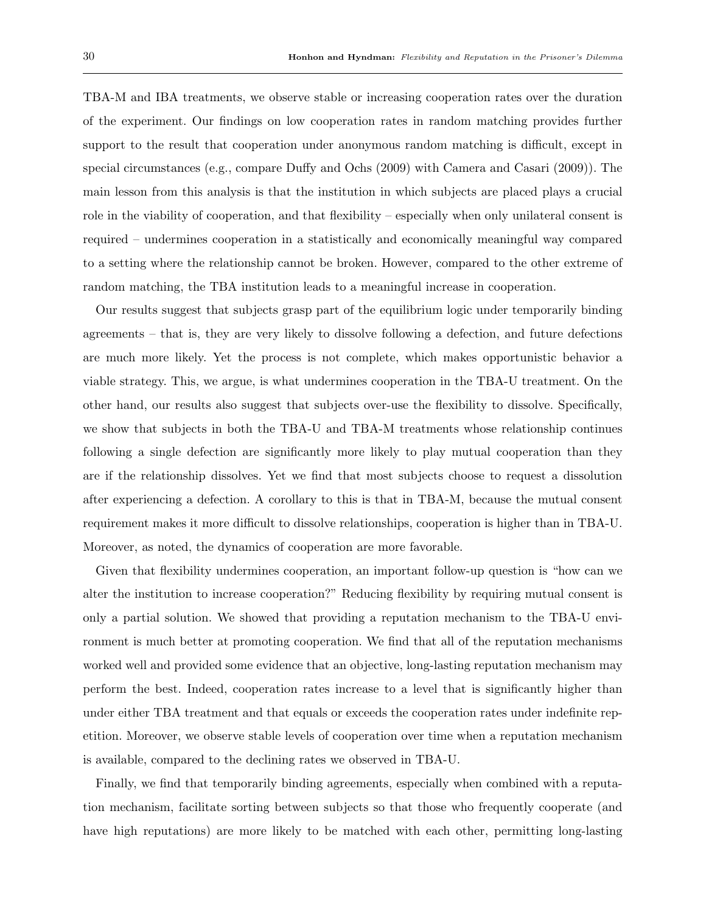TBA-M and IBA treatments, we observe stable or increasing cooperation rates over the duration of the experiment. Our findings on low cooperation rates in random matching provides further support to the result that cooperation under anonymous random matching is difficult, except in special circumstances (e.g., compare Duffy and Ochs (2009) with Camera and Casari (2009)). The main lesson from this analysis is that the institution in which subjects are placed plays a crucial role in the viability of cooperation, and that flexibility – especially when only unilateral consent is required – undermines cooperation in a statistically and economically meaningful way compared to a setting where the relationship cannot be broken. However, compared to the other extreme of random matching, the TBA institution leads to a meaningful increase in cooperation.

Our results suggest that subjects grasp part of the equilibrium logic under temporarily binding agreements – that is, they are very likely to dissolve following a defection, and future defections are much more likely. Yet the process is not complete, which makes opportunistic behavior a viable strategy. This, we argue, is what undermines cooperation in the TBA-U treatment. On the other hand, our results also suggest that subjects over-use the flexibility to dissolve. Specifically, we show that subjects in both the TBA-U and TBA-M treatments whose relationship continues following a single defection are significantly more likely to play mutual cooperation than they are if the relationship dissolves. Yet we find that most subjects choose to request a dissolution after experiencing a defection. A corollary to this is that in TBA-M, because the mutual consent requirement makes it more difficult to dissolve relationships, cooperation is higher than in TBA-U. Moreover, as noted, the dynamics of cooperation are more favorable.

Given that flexibility undermines cooperation, an important follow-up question is "how can we alter the institution to increase cooperation?" Reducing flexibility by requiring mutual consent is only a partial solution. We showed that providing a reputation mechanism to the TBA-U environment is much better at promoting cooperation. We find that all of the reputation mechanisms worked well and provided some evidence that an objective, long-lasting reputation mechanism may perform the best. Indeed, cooperation rates increase to a level that is significantly higher than under either TBA treatment and that equals or exceeds the cooperation rates under indefinite repetition. Moreover, we observe stable levels of cooperation over time when a reputation mechanism is available, compared to the declining rates we observed in TBA-U.

Finally, we find that temporarily binding agreements, especially when combined with a reputation mechanism, facilitate sorting between subjects so that those who frequently cooperate (and have high reputations) are more likely to be matched with each other, permitting long-lasting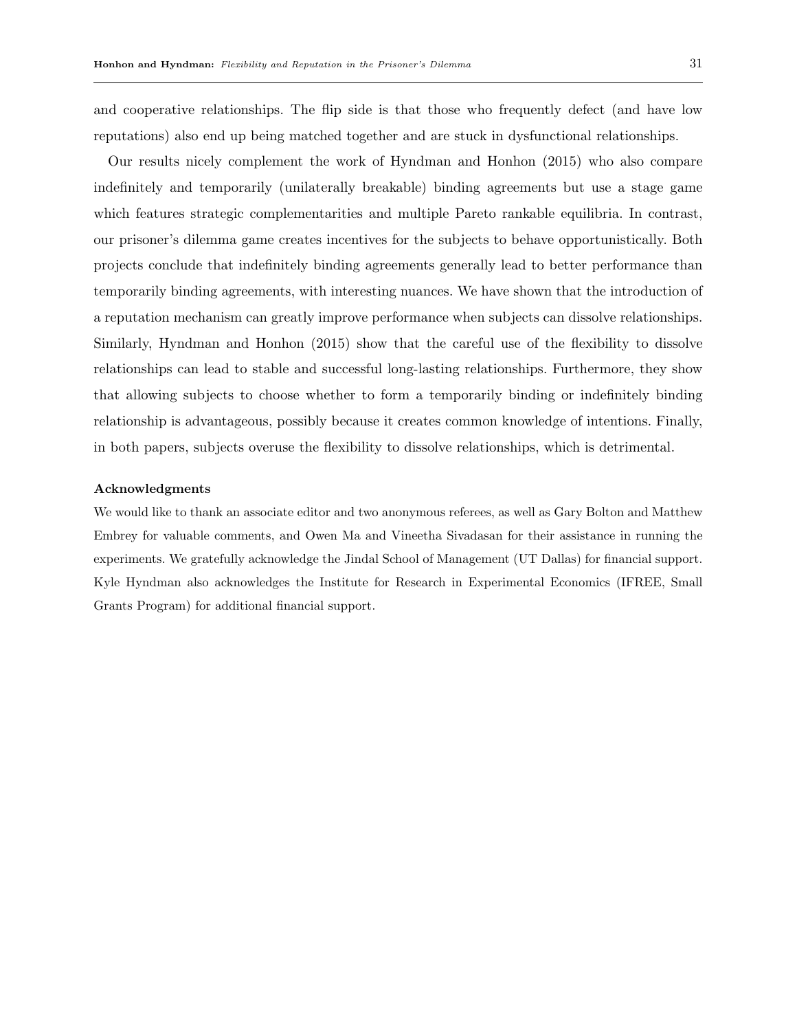and cooperative relationships. The flip side is that those who frequently defect (and have low reputations) also end up being matched together and are stuck in dysfunctional relationships.

Our results nicely complement the work of Hyndman and Honhon (2015) who also compare indefinitely and temporarily (unilaterally breakable) binding agreements but use a stage game which features strategic complementarities and multiple Pareto rankable equilibria. In contrast, our prisoner's dilemma game creates incentives for the subjects to behave opportunistically. Both projects conclude that indefinitely binding agreements generally lead to better performance than temporarily binding agreements, with interesting nuances. We have shown that the introduction of a reputation mechanism can greatly improve performance when subjects can dissolve relationships. Similarly, Hyndman and Honhon (2015) show that the careful use of the flexibility to dissolve relationships can lead to stable and successful long-lasting relationships. Furthermore, they show that allowing subjects to choose whether to form a temporarily binding or indefinitely binding relationship is advantageous, possibly because it creates common knowledge of intentions. Finally, in both papers, subjects overuse the flexibility to dissolve relationships, which is detrimental.

**Acknowledgments**

We would like to thank an associate editor and two anonymous referees, as well as Gary Bolton and Matthew Embrey for valuable comments, and Owen Ma and Vineetha Sivadasan for their assistance in running the experiments. We gratefully acknowledge the Jindal School of Management (UT Dallas) for financial support. Kyle Hyndman also acknowledges the Institute for Research in Experimental Economics (IFREE, Small Grants Program) for additional financial support.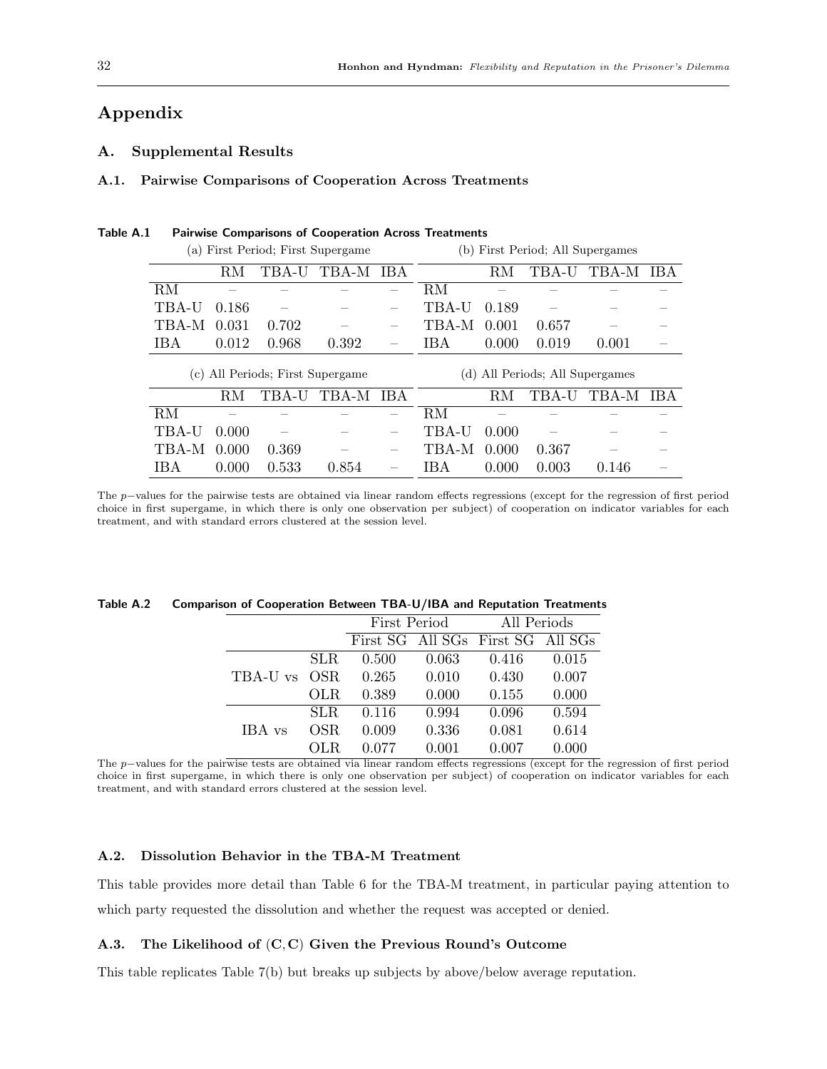## Appendix

### A. Supplemental Results

#### A.1. Pairwise Comparisons of Cooperation Across Treatments

**Table A.1 Pairwise Comparisons of Cooperation Across Treatments**

(a) First Period; First Supergame

| | RM | TBA-U | TBA-M | IBA |
|---|---|---|---|---|
| RM | – | – | – | – |
| TBA-U | 0.186 | – | – | – |
| TBA-M | 0.031 | 0.702 | – | – |
| IBA | 0.012 | 0.968 | 0.392 | – |

(b) First Period; All Supergames

| | RM | TBA-U | TBA-M | IBA |
|---|---|---|---|---|
| RM | – | – | – | – |
| TBA-U | 0.189 | – | – | – |
| TBA-M | 0.001 | 0.657 | – | – |
| IBA | 0.000 | 0.019 | 0.001 | – |

(c) All Periods; First Supergame

| | RM | TBA-U | TBA-M | IBA |
|---|---|---|---|---|
| RM | – | – | – | – |
| TBA-U | 0.000 | – | – | – |
| TBA-M | 0.000 | 0.369 | – | – |
| IBA | 0.000 | 0.533 | 0.854 | – |

(d) All Periods; All Supergames

| | RM | TBA-U | TBA-M | IBA |
|---|---|---|---|---|
| RM | – | – | – | – |
| TBA-U | 0.000 | – | – | – |
| TBA-M | 0.000 | 0.367 | – | – |
| IBA | 0.000 | 0.003 | 0.146 | – |

The $p-$values for the pairwise tests are obtained via linear random effects regressions (except for the regression of first period choice in first supergame, in which there is only one observation per subject) of cooperation on indicator variables for each treatment, and with standard errors clustered at the session level.

**Table A.2 Comparison of Cooperation Between TBA-U/IBA and Reputation Treatments**

| | | First Period | | All Periods | |
|---|---|---|---|---|---|
| | | First SG | All SGs | First SG | All SGs |
| TBA-U vs | SLR | 0.500 | 0.063 | 0.416 | 0.015 |
| | OSR | 0.265 | 0.010 | 0.430 | 0.007 |
| | OLR | 0.389 | 0.000 | 0.155 | 0.000 |
| IBA vs | SLR | 0.116 | 0.994 | 0.096 | 0.594 |
| | OSR | 0.009 | 0.336 | 0.081 | 0.614 |
| | OLR | 0.077 | 0.001 | 0.007 | 0.000 |

The $p-$values for the pairwise tests are obtained via linear random effects regressions (except for the regression of first period choice in first supergame, in which there is only one observation per subject) of cooperation on indicator variables for each treatment, and with standard errors clustered at the session level.

#### A.2. Dissolution Behavior in the TBA-M Treatment

This table provides more detail than Table 6 for the TBA-M treatment, in particular paying attention to which party requested the dissolution and whether the request was accepted or denied.

#### A.3. The Likelihood of (C, C) Given the Previous Round's Outcome

This table replicates Table 7(b) but breaks up subjects by above/below average reputation.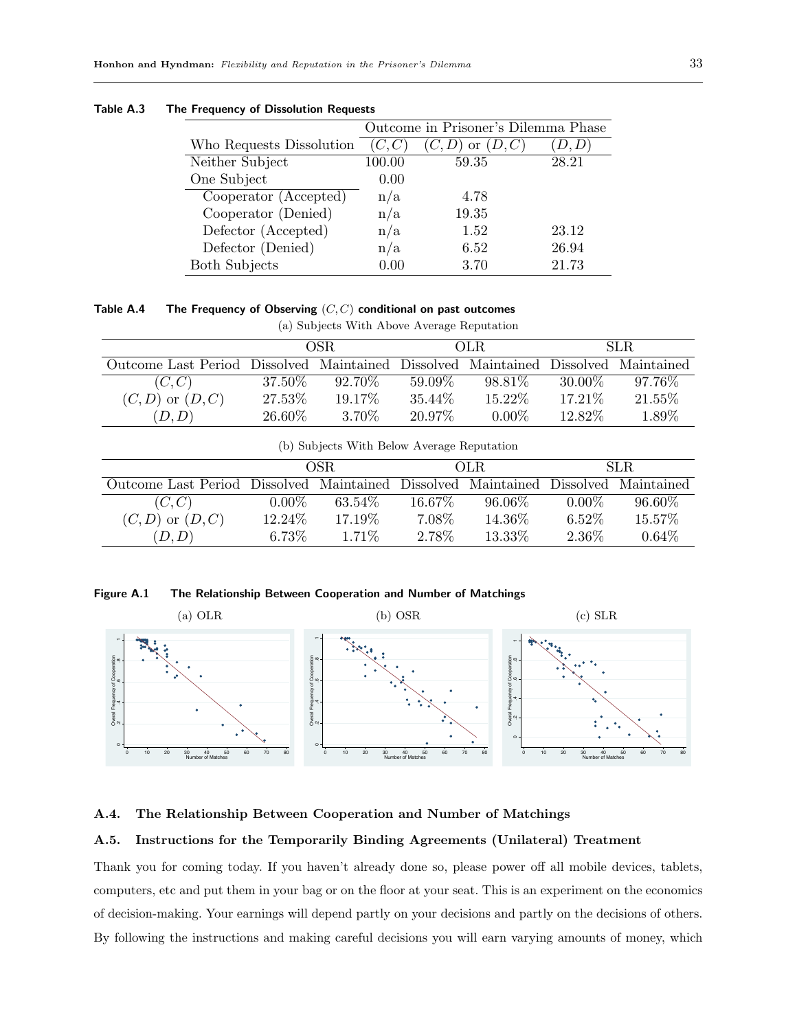**Table A.3 The Frequency of Dissolution Requests**

| Who Requests Dissolution | Outcome in Prisoner's Dilemma Phase | | |
|---|---|---|---|
| | $(C,C)$ | $(C,D)$ or $(D,C)$ | $(D,D)$ |
| Neither Subject | 100.00 | 59.35 | 28.21 |
| One Subject | 0.00 | | |
| Cooperator (Accepted) | n/a | 4.78 | |
| Cooperator (Denied) | n/a | 19.35 | |
| Defector (Accepted) | n/a | 1.52 | 23.12 |
| Defector (Denied) | n/a | 6.52 | 26.94 |
| Both Subjects | 0.00 | 3.70 | 21.73 |

**Table A.4 The Frequency of Observing $(C,C)$ conditional on past outcomes**

(a) Subjects With Above Average Reputation

| | OSR | | OLR | | SLR | |
|---|---|---|---|---|---|---|
| Outcome Last Period | Dissolved | Maintained | Dissolved | Maintained | Dissolved | Maintained |
| $(C,C)$ | 37.50% | 92.70% | 59.09% | 98.81% | 30.00% | 97.76% |
| $(C,D)$ or $(D,C)$ | 27.53% | 19.17% | 35.44% | 15.22% | 17.21% | 21.55% |
| $(D,D)$ | 26.60% | 3.70% | 20.97% | 0.00% | 12.82% | 1.89% |

(b) Subjects With Below Average Reputation

| | OSR | | OLR | | SLR | |
|---|---|---|---|---|---|---|
| Outcome Last Period | Dissolved | Maintained | Dissolved | Maintained | Dissolved | Maintained |
| $(C,C)$ | 0.00% | 63.54% | 16.67% | 96.06% | 0.00% | 96.60% |
| $(C,D)$ or $(D,C)$ | 12.24% | 17.19% | 7.08% | 14.36% | 6.52% | 15.57% |
| $(D,D)$ | 6.73% | 1.71% | 2.78% | 13.33% | 2.36% | 0.64% |

**Figure A.1 The Relationship Between Cooperation and Number of Matchings**

(a) OLR (b) OSR (c) SLR

### A.4. The Relationship Between Cooperation and Number of Matchings

### A.5. Instructions for the Temporarily Binding Agreements (Unilateral) Treatment

Thank you for coming today. If you haven't already done so, please power off all mobile devices, tablets, computers, etc and put them in your bag or on the floor at your seat. This is an experiment on the economics of decision-making. Your earnings will depend partly on your decisions and partly on the decisions of others. By following the instructions and making careful decisions you will earn varying amounts of money, which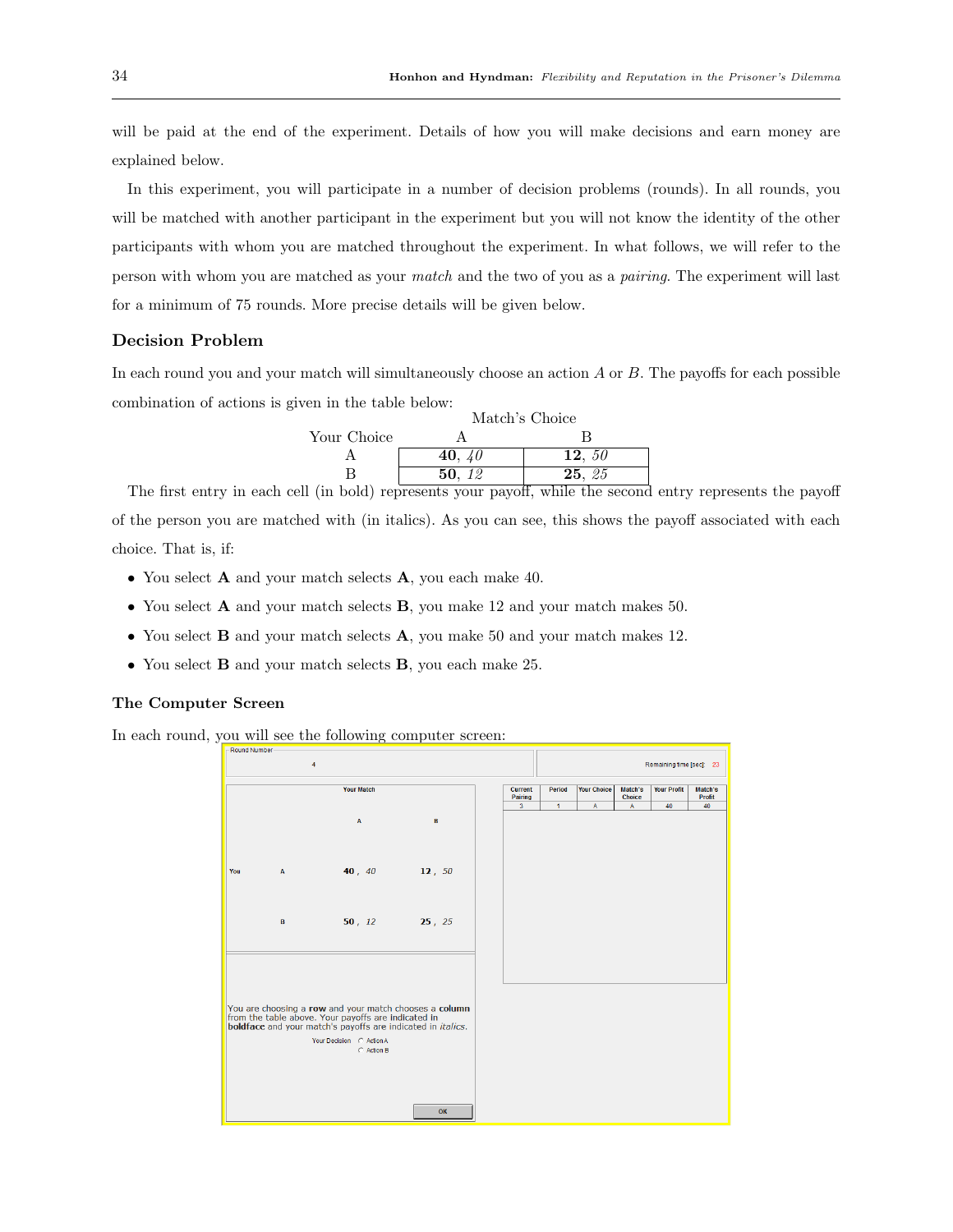will be paid at the end of the experiment. Details of how you will make decisions and earn money are explained below.

In this experiment, you will participate in a number of decision problems (rounds). In all rounds, you will be matched with another participant in the experiment but you will not know the identity of the other participants with whom you are matched throughout the experiment. In what follows, we will refer to the person with whom you are matched as your *match* and the two of you as a *pairing*. The experiment will last for a minimum of 75 rounds. More precise details will be given below.

### Decision Problem

In each round you and your match will simultaneously choose an action $A$ or $B$. The payoffs for each possible combination of actions is given in the table below:

| | Match's Choice | |
|---|---|---|
| Your Choice | A | B |
| A | **40**, *40* | **12**, *50* |
| B | **50**, *12* | **25**, *25* |

The first entry in each cell (in bold) represents your payoff, while the second entry represents the payoff of the person you are matched with (in italics). As you can see, this shows the payoff associated with each choice. That is, if:

- You select **A** and your match selects **A**, you each make 40.
- You select **A** and your match selects **B**, you make 12 and your match makes 50.
- You select **B** and your match selects **A**, you make 50 and your match makes 12.
- You select **B** and your match selects **B**, you each make 25.

### The Computer Screen

In each round, you will see the following computer screen:

Round Number: 4

Remaining time [sec]: 23

Your Match

| | | A | B |
|---|---|---|---|
| You | A | **40**, *40* | **12**, *50* |
| | B | **50**, *12* | **25**, *25* |

You are choosing a **row** and your match chooses a **column** from the table above. Your payoffs are indicated in **boldface** and your match's payoffs are indicated in *italics*.

Your Decision: Action A / Action B

OK

| Current Pairing | Period | Your Choice | Match's Choice | Your Profit | Match's Profit |
|---|---|---|---|---|---|
| 3 | 1 | A | A | 40 | 40 |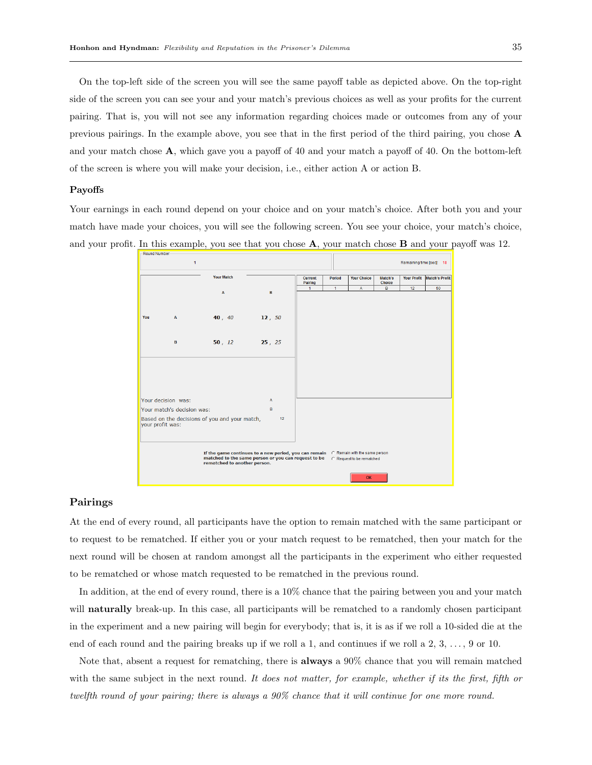On the top-left side of the screen you will see the same payoff table as depicted above. On the top-right side of the screen you can see your and your match's previous choices as well as your profits for the current pairing. That is, you will not see any information regarding choices made or outcomes from any of your previous pairings. In the example above, you see that in the first period of the third pairing, you chose **A** and your match chose **A**, which gave you a payoff of 40 and your match a payoff of 40. On the bottom-left of the screen is where you will make your decision, i.e., either action A or action B.

### Payoffs

Your earnings in each round depend on your choice and on your match's choice. After both you and your match have made your choices, you will see the following screen. You see your choice, your match's choice, and your profit. In this example, you see that you chose **A**, your match chose **B** and your payoff was 12.

## Pairings

At the end of every round, all participants have the option to remain matched with the same participant or to request to be rematched. If either you or your match request to be rematched, then your match for the next round will be chosen at random amongst all the participants in the experiment who either requested to be rematched or whose match requested to be rematched in the previous round.

In addition, at the end of every round, there is a 10% chance that the pairing between you and your match will **naturally** break-up. In this case, all participants will be rematched to a randomly chosen participant in the experiment and a new pairing will begin for everybody; that is, it is as if we roll a 10-sided die at the end of each round and the pairing breaks up if we roll a 1, and continues if we roll a 2, 3, ..., 9 or 10.

Note that, absent a request for rematching, there is **always** a 90% chance that you will remain matched with the same subject in the next round. *It does not matter, for example, whether if its the first, fifth or twelfth round of your pairing; there is always a 90% chance that it will continue for one more round.*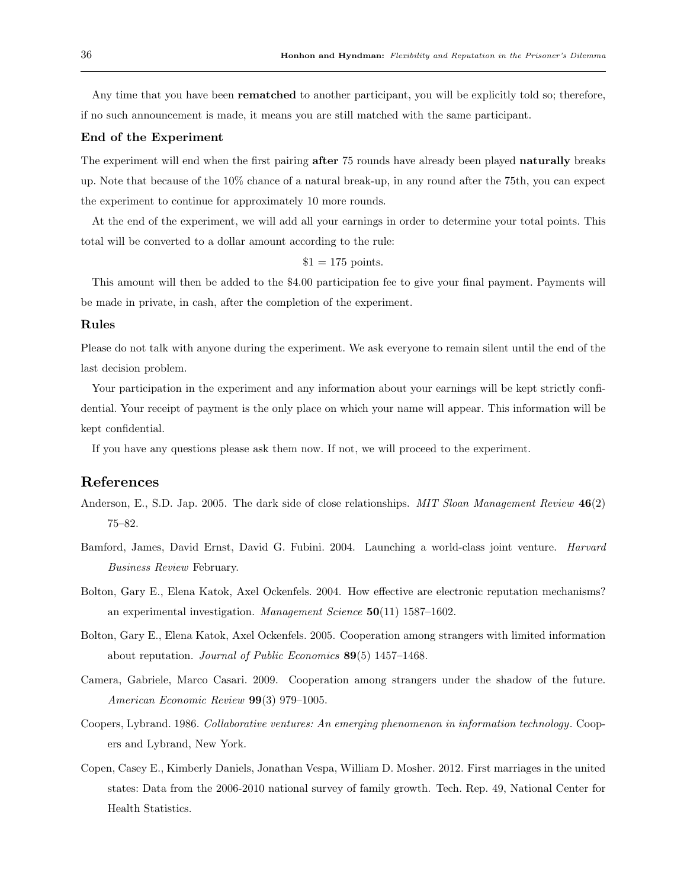Any time that you have been **rematched** to another participant, you will be explicitly told so; therefore, if no such announcement is made, it means you are still matched with the same participant.

### End of the Experiment

The experiment will end when the first pairing **after** 75 rounds have already been played **naturally** breaks up. Note that because of the 10% chance of a natural break-up, in any round after the 75th, you can expect the experiment to continue for approximately 10 more rounds.

At the end of the experiment, we will add all your earnings in order to determine your total points. This total will be converted to a dollar amount according to the rule:

$$\$1 = 175 \text{ points.}$$

This amount will then be added to the $4.00 participation fee to give your final payment. Payments will be made in private, in cash, after the completion of the experiment.

### Rules

Please do not talk with anyone during the experiment. We ask everyone to remain silent until the end of the last decision problem.

Your participation in the experiment and any information about your earnings will be kept strictly confidential. Your receipt of payment is the only place on which your name will appear. This information will be kept confidential.

If you have any questions please ask them now. If not, we will proceed to the experiment.

## References

Anderson, E., S.D. Jap. 2005. The dark side of close relationships. *MIT Sloan Management Review* **46**(2) 75–82.

Bamford, James, David Ernst, David G. Fubini. 2004. Launching a world-class joint venture. *Harvard Business Review* February.

Bolton, Gary E., Elena Katok, Axel Ockenfels. 2004. How effective are electronic reputation mechanisms? an experimental investigation. *Management Science* **50**(11) 1587–1602.

Bolton, Gary E., Elena Katok, Axel Ockenfels. 2005. Cooperation among strangers with limited information about reputation. *Journal of Public Economics* **89**(5) 1457–1468.

Camera, Gabriele, Marco Casari. 2009. Cooperation among strangers under the shadow of the future. *American Economic Review* **99**(3) 979–1005.

Coopers, Lybrand. 1986. *Collaborative ventures: An emerging phenomenon in information technology*. Coopers and Lybrand, New York.

Copen, Casey E., Kimberly Daniels, Jonathan Vespa, William D. Mosher. 2012. First marriages in the united states: Data from the 2006-2010 national survey of family growth. Tech. Rep. 49, National Center for Health Statistics.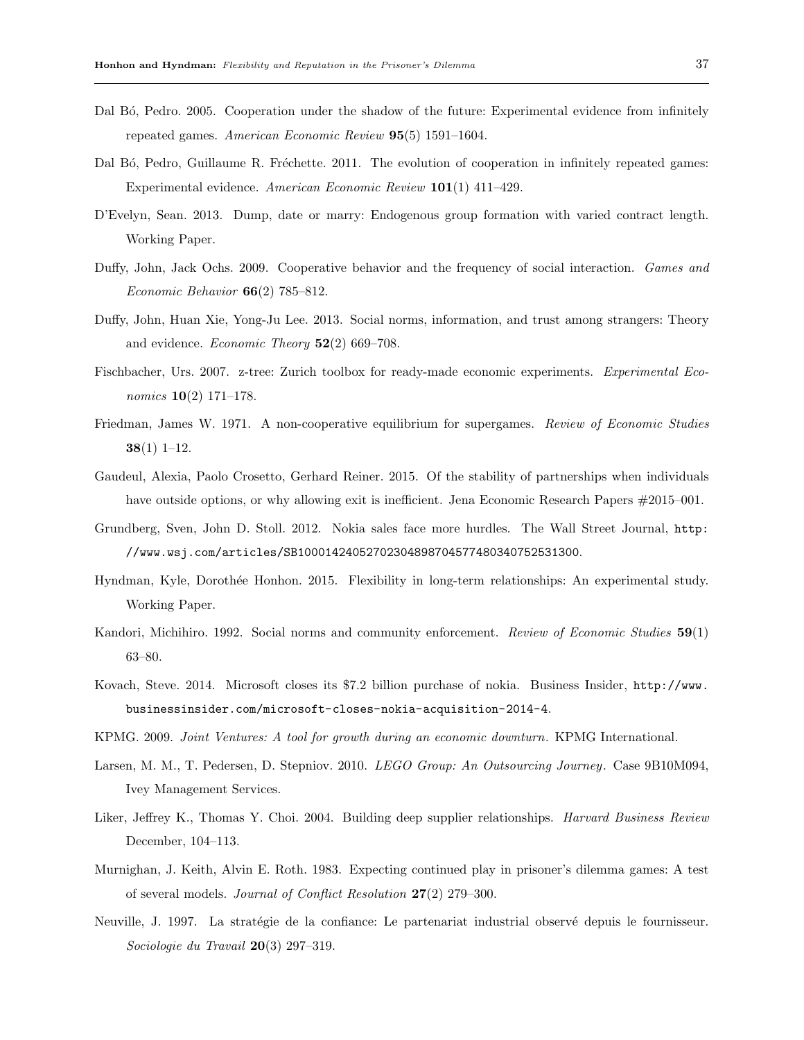Dal Bó, Pedro. 2005. Cooperation under the shadow of the future: Experimental evidence from infinitely repeated games. *American Economic Review* **95**(5) 1591–1604.

Dal Bó, Pedro, Guillaume R. Fréchette. 2011. The evolution of cooperation in infinitely repeated games: Experimental evidence. *American Economic Review* **101**(1) 411–429.

D'Evelyn, Sean. 2013. Dump, date or marry: Endogenous group formation with varied contract length. Working Paper.

Duffy, John, Jack Ochs. 2009. Cooperative behavior and the frequency of social interaction. *Games and Economic Behavior* **66**(2) 785–812.

Duffy, John, Huan Xie, Yong-Ju Lee. 2013. Social norms, information, and trust among strangers: Theory and evidence. *Economic Theory* **52**(2) 669–708.

Fischbacher, Urs. 2007. z-tree: Zurich toolbox for ready-made economic experiments. *Experimental Economics* **10**(2) 171–178.

Friedman, James W. 1971. A non-cooperative equilibrium for supergames. *Review of Economic Studies* **38**(1) 1–12.

Gaudeul, Alexia, Paolo Crosetto, Gerhard Reiner. 2015. Of the stability of partnerships when individuals have outside options, or why allowing exit is inefficient. Jena Economic Research Papers #2015–001.

Grundberg, Sven, John D. Stoll. 2012. Nokia sales face more hurdles. The Wall Street Journal, `http://www.wsj.com/articles/SB10001424052702304898704577480340752531300`.

Hyndman, Kyle, Dorothée Honhon. 2015. Flexibility in long-term relationships: An experimental study. Working Paper.

Kandori, Michihiro. 1992. Social norms and community enforcement. *Review of Economic Studies* **59**(1) 63–80.

Kovach, Steve. 2014. Microsoft closes its $7.2 billion purchase of nokia. Business Insider, `http://www.businessinsider.com/microsoft-closes-nokia-acquisition-2014-4`.

KPMG. 2009. *Joint Ventures: A tool for growth during an economic downturn*. KPMG International.

Larsen, M. M., T. Pedersen, D. Stepniov. 2010. *LEGO Group: An Outsourcing Journey*. Case 9B10M094, Ivey Management Services.

Liker, Jeffrey K., Thomas Y. Choi. 2004. Building deep supplier relationships. *Harvard Business Review* December, 104–113.

Murnighan, J. Keith, Alvin E. Roth. 1983. Expecting continued play in prisoner's dilemma games: A test of several models. *Journal of Conflict Resolution* **27**(2) 279–300.

Neuville, J. 1997. La stratégie de la confiance: Le partenariat industrial observé depuis le fournisseur. *Sociologie du Travail* **20**(3) 297–319.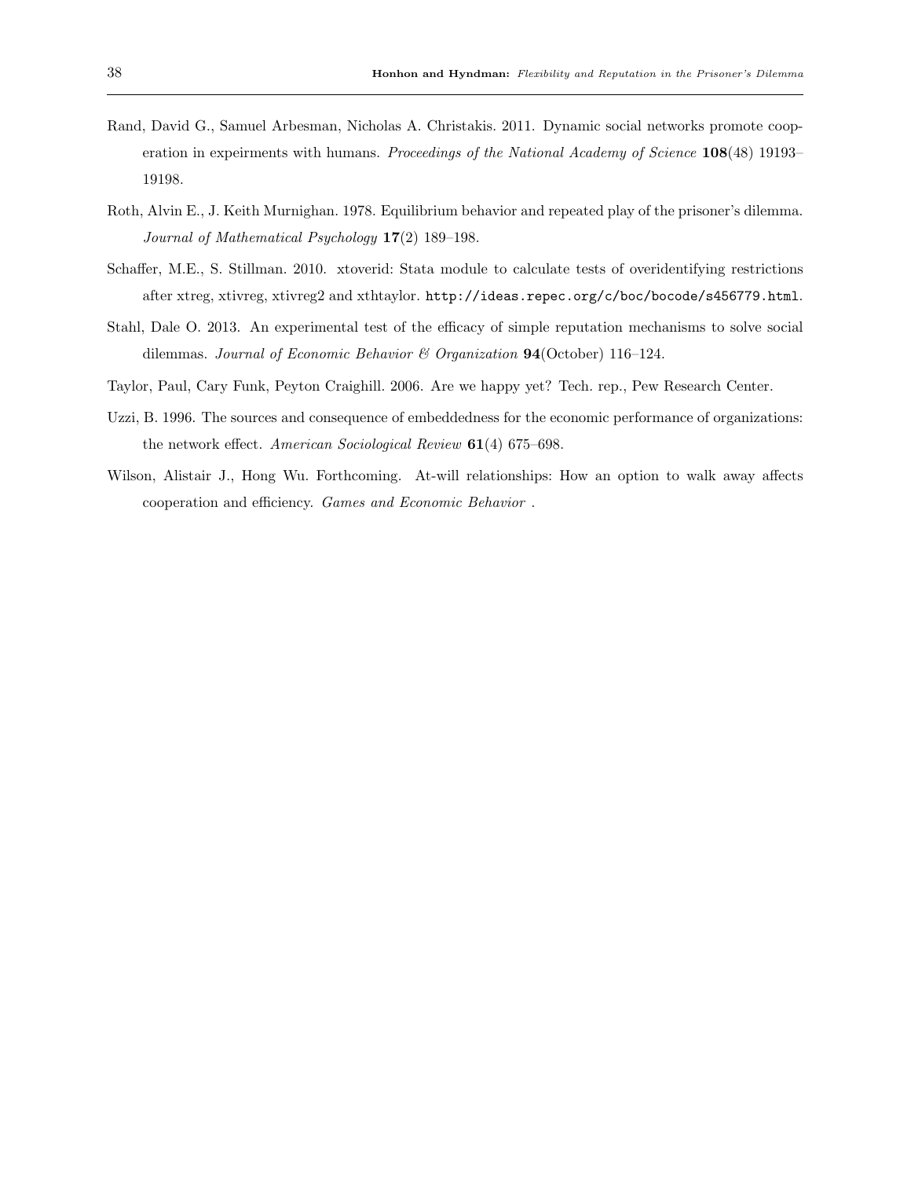Rand, David G., Samuel Arbesman, Nicholas A. Christakis. 2011. Dynamic social networks promote cooperation in expeirments with humans. *Proceedings of the National Academy of Science* **108**(48) 19193–19198.

Roth, Alvin E., J. Keith Murnighan. 1978. Equilibrium behavior and repeated play of the prisoner's dilemma. *Journal of Mathematical Psychology* **17**(2) 189–198.

Schaffer, M.E., S. Stillman. 2010. xtoverid: Stata module to calculate tests of overidentifying restrictions after xtreg, xtivreg, xtivreg2 and xthtaylor. `http://ideas.repec.org/c/boc/bocode/s456779.html`.

Stahl, Dale O. 2013. An experimental test of the efficacy of simple reputation mechanisms to solve social dilemmas. *Journal of Economic Behavior & Organization* **94**(October) 116–124.

Taylor, Paul, Cary Funk, Peyton Craighill. 2006. Are we happy yet? Tech. rep., Pew Research Center.

Uzzi, B. 1996. The sources and consequence of embeddedness for the economic performance of organizations: the network effect. *American Sociological Review* **61**(4) 675–698.

Wilson, Alistair J., Hong Wu. Forthcoming. At-will relationships: How an option to walk away affects cooperation and efficiency. *Games and Economic Behavior* .